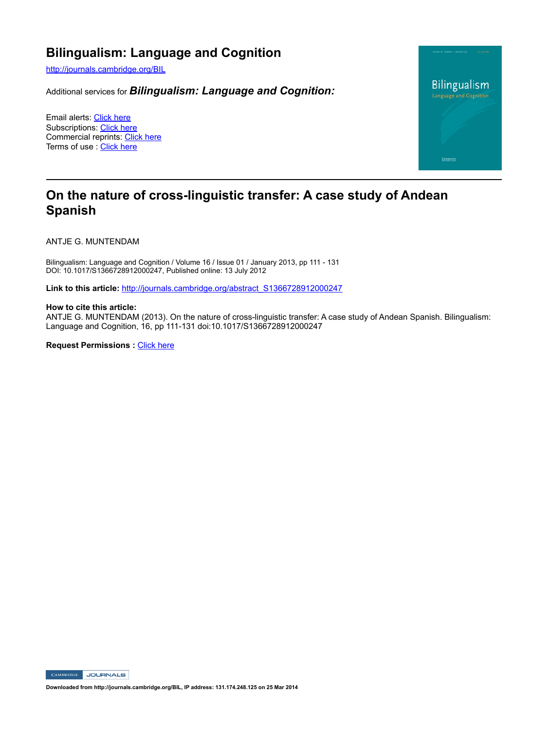# Bilingualism: Language and Cognition

http://journals.cambridge.org/BIL

Additional services for ***Bilingualism: Language and Cognition:***

Email alerts: Click here
Subscriptions: Click here
Commercial reprints: Click here
Terms of use : Click here

## On the nature of cross-linguistic transfer: A case study of Andean Spanish

ANTJE G. MUNTENDAM

Bilingualism: Language and Cognition / Volume 16 / Issue 01 / January 2013, pp 111 - 131
DOI: 10.1017/S1366728912000247, Published online: 13 July 2012

**Link to this article:** http://journals.cambridge.org/abstract_S1366728912000247

**How to cite this article:**
ANTJE G. MUNTENDAM (2013). On the nature of cross-linguistic transfer: A case study of Andean Spanish. Bilingualism: Language and Cognition, 16, pp 111-131 doi:10.1017/S1366728912000247

**Request Permissions :** Click here

Downloaded from http://journals.cambridge.org/BIL, IP address: 131.174.248.125 on 25 Mar 2014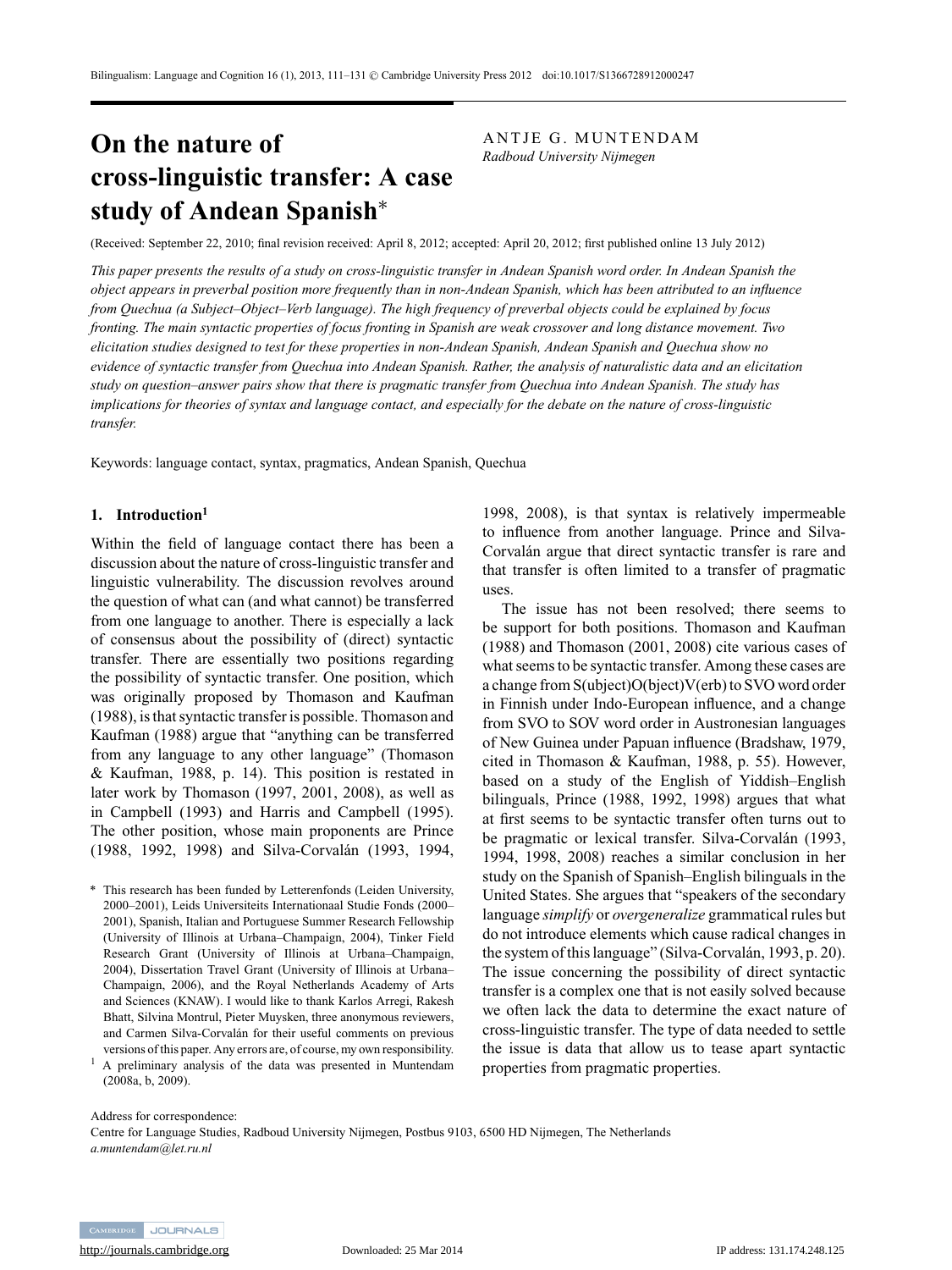# On the nature of cross-linguistic transfer: A case study of Andean Spanish*

ANTJE G. MUNTENDAM
*Radboud University Nijmegen*

(Received: September 22, 2010; final revision received: April 8, 2012; accepted: April 20, 2012; first published online 13 July 2012)

*This paper presents the results of a study on cross-linguistic transfer in Andean Spanish word order. In Andean Spanish the object appears in preverbal position more frequently than in non-Andean Spanish, which has been attributed to an influence from Quechua (a Subject–Object–Verb language). The high frequency of preverbal objects could be explained by focus fronting. The main syntactic properties of focus fronting in Spanish are weak crossover and long distance movement. Two elicitation studies designed to test for these properties in non-Andean Spanish, Andean Spanish and Quechua show no evidence of syntactic transfer from Quechua into Andean Spanish. Rather, the analysis of naturalistic data and an elicitation study on question–answer pairs show that there is pragmatic transfer from Quechua into Andean Spanish. The study has implications for theories of syntax and language contact, and especially for the debate on the nature of cross-linguistic transfer.*

Keywords: language contact, syntax, pragmatics, Andean Spanish, Quechua

## 1. Introduction[1]

Within the field of language contact there has been a discussion about the nature of cross-linguistic transfer and linguistic vulnerability. The discussion revolves around the question of what can (and what cannot) be transferred from one language to another. There is especially a lack of consensus about the possibility of (direct) syntactic transfer. There are essentially two positions regarding the possibility of syntactic transfer. One position, which was originally proposed by Thomason and Kaufman (1988), is that syntactic transfer is possible. Thomason and Kaufman (1988) argue that "anything can be transferred from any language to any other language" (Thomason & Kaufman, 1988, p. 14). This position is restated in later work by Thomason (1997, 2001, 2008), as well as in Campbell (1993) and Harris and Campbell (1995). The other position, whose main proponents are Prince (1988, 1992, 1998) and Silva-Corvalán (1993, 1994, 1998, 2008), is that syntax is relatively impermeable to influence from another language. Prince and Silva-Corvalán argue that direct syntactic transfer is rare and that transfer is often limited to a transfer of pragmatic uses.

The issue has not been resolved; there seems to be support for both positions. Thomason and Kaufman (1988) and Thomason (2001, 2008) cite various cases of what seems to be syntactic transfer. Among these cases are a change from S(ubject)O(bject)V(erb) to SVO word order in Finnish under Indo-European influence, and a change from SVO to SOV word order in Austronesian languages of New Guinea under Papuan influence (Bradshaw, 1979, cited in Thomason & Kaufman, 1988, p. 55). However, based on a study of the English of Yiddish–English bilinguals, Prince (1988, 1992, 1998) argues that what at first seems to be syntactic transfer often turns out to be pragmatic or lexical transfer. Silva-Corvalán (1993, 1994, 1998, 2008) reaches a similar conclusion in her study on the Spanish of Spanish–English bilinguals in the United States. She argues that "speakers of the secondary language *simplify* or *overgeneralize* grammatical rules but do not introduce elements which cause radical changes in the system of this language" (Silva-Corvalán, 1993, p. 20). The issue concerning the possibility of direct syntactic transfer is a complex one that is not easily solved because we often lack the data to determine the exact nature of cross-linguistic transfer. The type of data needed to settle the issue is data that allow us to tease apart syntactic properties from pragmatic properties.

\* This research has been funded by Letterenfonds (Leiden University, 2000–2001), Leids Universiteits Internationaal Studie Fonds (2000–2001), Spanish, Italian and Portuguese Summer Research Fellowship (University of Illinois at Urbana–Champaign, 2004), Tinker Field Research Grant (University of Illinois at Urbana–Champaign, 2004), Dissertation Travel Grant (University of Illinois at Urbana–Champaign, 2006), and the Royal Netherlands Academy of Arts and Sciences (KNAW). I would like to thank Karlos Arregi, Rakesh Bhatt, Silvina Montrul, Pieter Muysken, three anonymous reviewers, and Carmen Silva-Corvalán for their useful comments on previous versions of this paper. Any errors are, of course, my own responsibility.

[1] A preliminary analysis of the data was presented in Muntendam (2008a, b, 2009).

Address for correspondence:
Centre for Language Studies, Radboud University Nijmegen, Postbus 9103, 6500 HD Nijmegen, The Netherlands
*a.muntendam@let.ru.nl*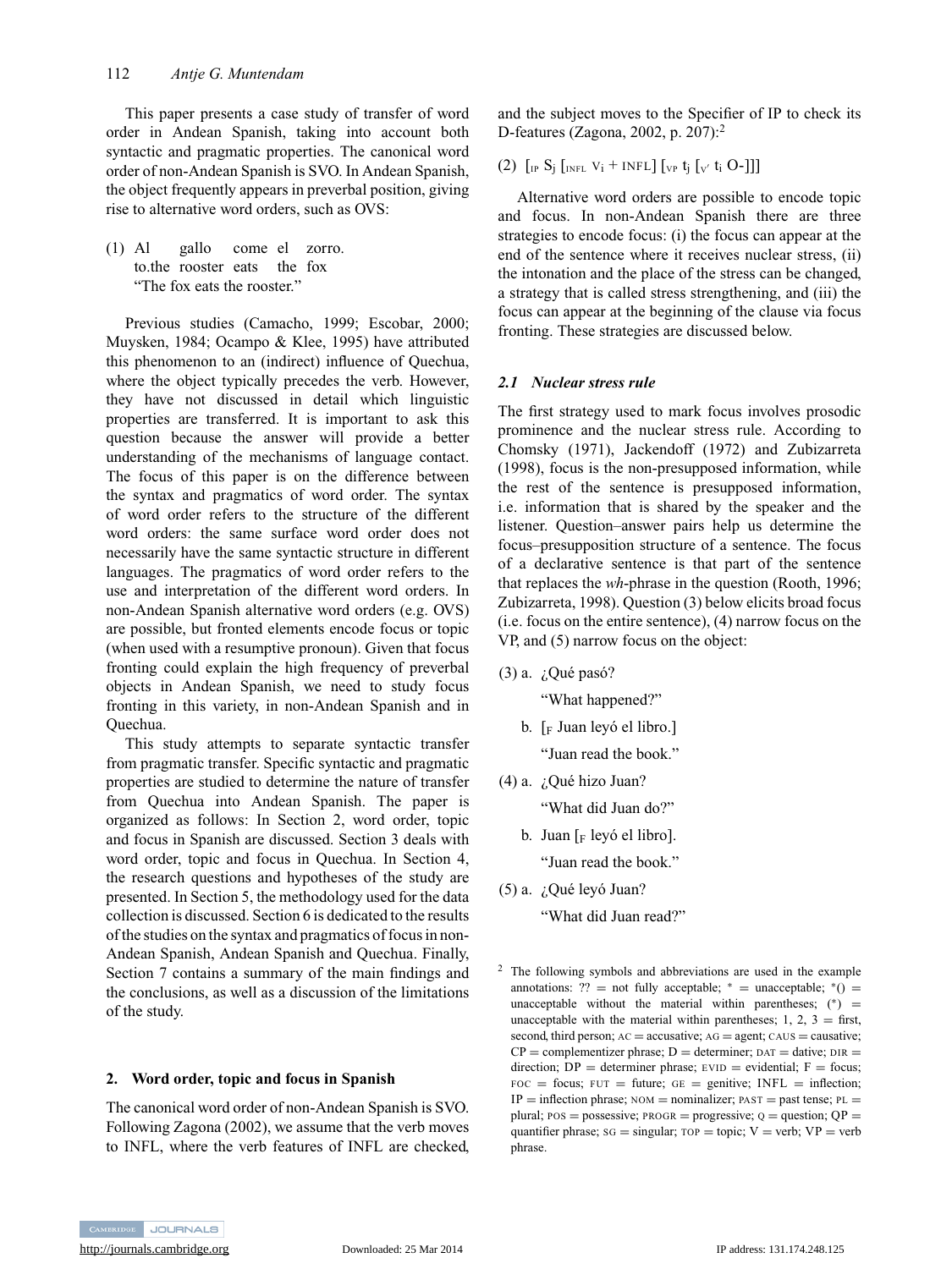This paper presents a case study of transfer of word order in Andean Spanish, taking into account both syntactic and pragmatic properties. The canonical word order of non-Andean Spanish is SVO. In Andean Spanish, the object frequently appears in preverbal position, giving rise to alternative word orders, such as OVS:

(1) Al gallo come el zorro.
to.the rooster eats the fox
"The fox eats the rooster."

Previous studies (Camacho, 1999; Escobar, 2000; Muysken, 1984; Ocampo & Klee, 1995) have attributed this phenomenon to an (indirect) influence of Quechua, where the object typically precedes the verb. However, they have not discussed in detail which linguistic properties are transferred. It is important to ask this question because the answer will provide a better understanding of the mechanisms of language contact. The focus of this paper is on the difference between the syntax and pragmatics of word order. The syntax of word order refers to the structure of the different word orders: the same surface word order does not necessarily have the same syntactic structure in different languages. The pragmatics of word order refers to the use and interpretation of the different word orders. In non-Andean Spanish alternative word orders (e.g. OVS) are possible, but fronted elements encode focus or topic (when used with a resumptive pronoun). Given that focus fronting could explain the high frequency of preverbal objects in Andean Spanish, we need to study focus fronting in this variety, in non-Andean Spanish and in Quechua.

This study attempts to separate syntactic transfer from pragmatic transfer. Specific syntactic and pragmatic properties are studied to determine the nature of transfer from Quechua into Andean Spanish. The paper is organized as follows: In Section 2, word order, topic and focus in Spanish are discussed. Section 3 deals with word order, topic and focus in Quechua. In Section 4, the research questions and hypotheses of the study are presented. In Section 5, the methodology used for the data collection is discussed. Section 6 is dedicated to the results of the studies on the syntax and pragmatics of focus in non-Andean Spanish, Andean Spanish and Quechua. Finally, Section 7 contains a summary of the main findings and the conclusions, as well as a discussion of the limitations of the study.

## 2. Word order, topic and focus in Spanish

The canonical word order of non-Andean Spanish is SVO. Following Zagona (2002), we assume that the verb moves to INFL, where the verb features of INFL are checked, and the subject moves to the Specifier of IP to check its D-features (Zagona, 2002, p. 207):[2]

(2) $[_{\text{IP}}\ S_j\ [_{\text{INFL}}\ V_i + \text{INFL}]\ [_{\text{VP}}\ t_j\ [_{\text{V}'}\ t_i\ \text{O-}]]]$

Alternative word orders are possible to encode topic and focus. In non-Andean Spanish there are three strategies to encode focus: (i) the focus can appear at the end of the sentence where it receives nuclear stress, (ii) the intonation and the place of the stress can be changed, a strategy that is called stress strengthening, and (iii) the focus can appear at the beginning of the clause via focus fronting. These strategies are discussed below.

### 2.1 Nuclear stress rule

The first strategy used to mark focus involves prosodic prominence and the nuclear stress rule. According to Chomsky (1971), Jackendoff (1972) and Zubizarreta (1998), focus is the non-presupposed information, while the rest of the sentence is presupposed information, i.e. information that is shared by the speaker and the listener. Question–answer pairs help us determine the focus–presupposition structure of a sentence. The focus of a declarative sentence is that part of the sentence that replaces the *wh*-phrase in the question (Rooth, 1996; Zubizarreta, 1998). Question (3) below elicits broad focus (i.e. focus on the entire sentence), (4) narrow focus on the VP, and (5) narrow focus on the object:

(3) a. ¿Qué pasó?
"What happened?"
b. [$_{\text{F}}$ Juan leyó el libro.]
"Juan read the book."

(4) a. ¿Qué hizo Juan?
"What did Juan do?"
b. Juan [$_{\text{F}}$ leyó el libro].
"Juan read the book."

(5) a. ¿Qué leyó Juan?
"What did Juan read?"

[2] The following symbols and abbreviations are used in the example annotations: ?? = not fully acceptable; * = unacceptable; *() = unacceptable without the material within parentheses; (*) = unacceptable with the material within parentheses; 1, 2, 3 = first, second, third person; AC = accusative; AG = agent; CAUS = causative; CP = complementizer phrase; D = determiner; DAT = dative; DIR = direction; DP = determiner phrase; EVID = evidential; F = focus; FOC = focus; FUT = future; GE = genitive; INFL = inflection; IP = inflection phrase; NOM = nominalizer; PAST = past tense; PL = plural; POS = possessive; PROGR = progressive; Q = question; QP = quantifier phrase; SG = singular; TOP = topic; V = verb; VP = verb phrase.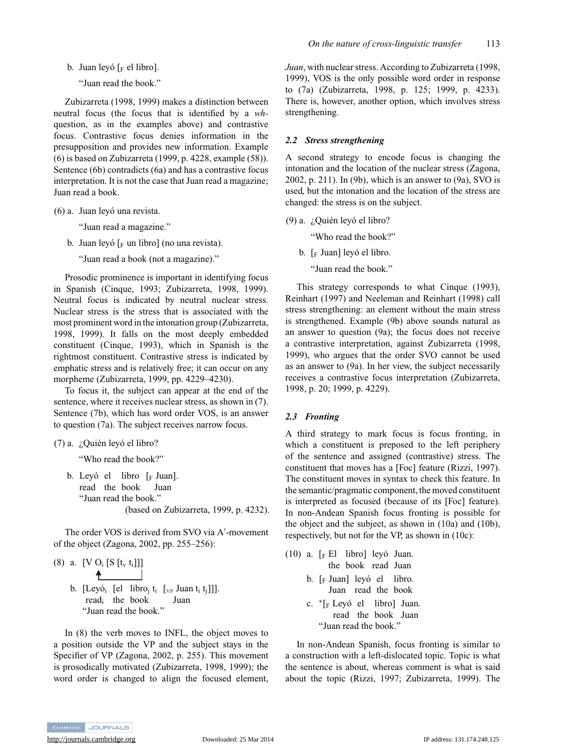b. Juan leyó [$_F$ el libro].

"Juan read the book."

Zubizarreta (1998, 1999) makes a distinction between neutral focus (the focus that is identified by a *wh*-question, as in the examples above) and contrastive focus. Contrastive focus denies information in the presupposition and provides new information. Example (6) is based on Zubizarreta (1999, p. 4228, example (58)). Sentence (6b) contradicts (6a) and has a contrastive focus interpretation. It is not the case that Juan read a magazine; Juan read a book.

(6) a. Juan leyó una revista.

"Juan read a magazine."

b. Juan leyó [$_F$ un libro] (no una revista).

"Juan read a book (not a magazine)."

Prosodic prominence is important in identifying focus in Spanish (Cinque, 1993; Zubizarreta, 1998, 1999). Neutral focus is indicated by neutral nuclear stress. Nuclear stress is the stress that is associated with the most prominent word in the intonation group (Zubizarreta, 1998, 1999). It falls on the most deeply embedded constituent (Cinque, 1993), which in Spanish is the rightmost constituent. Contrastive stress is indicated by emphatic stress and is relatively free; it can occur on any morpheme (Zubizarreta, 1999, pp. 4229–4230).

To focus it, the subject can appear at the end of the sentence, where it receives nuclear stress, as shown in (7). Sentence (7b), which has word order VOS, is an answer to question (7a). The subject receives narrow focus.

(7) a. ¿Quién leyó el libro?

"Who read the book?"

b. Leyó el libro [$_F$ Juan].
read the book Juan
"Juan read the book."
(based on Zubizarreta, 1999, p. 4232).

The order VOS is derived from SVO via A′-movement of the object (Zagona, 2002, pp. 255–256):

(8) a. [V $O_i$ [S [$t_v$ $t_i$]]]

b. [Leyó$_i$ [el libro$_j$ $t_i$ [$_{VP}$ Juan $t_i$ $t_j$]]].
read$_i$ the book Juan
"Juan read the book."

In (8) the verb moves to INFL, the object moves to a position outside the VP and the subject stays in the Specifier of VP (Zagona, 2002, p. 255). This movement is prosodically motivated (Zubizarreta, 1998, 1999); the word order is changed to align the focused element, *Juan*, with nuclear stress. According to Zubizarreta (1998, 1999), VOS is the only possible word order in response to (7a) (Zubizarreta, 1998, p. 125; 1999, p. 4233). There is, however, another option, which involves stress strengthening.

### 2.2 Stress strengthening

A second strategy to encode focus is changing the intonation and the location of the nuclear stress (Zagona, 2002, p. 211). In (9b), which is an answer to (9a), SVO is used, but the intonation and the location of the stress are changed: the stress is on the subject.

(9) a. ¿Quién leyó el libro?

"Who read the book?"

b. [$_F$ Juan] leyó el libro.

"Juan read the book."

This strategy corresponds to what Cinque (1993), Reinhart (1997) and Neeleman and Reinhart (1998) call stress strengthening: an element without the main stress is strengthened. Example (9b) above sounds natural as an answer to question (9a); the focus does not receive a contrastive interpretation, against Zubizarreta (1998, 1999), who argues that the order SVO cannot be used as an answer to (9a). In her view, the subject necessarily receives a contrastive focus interpretation (Zubizarreta, 1998, p. 20; 1999, p. 4229).

### 2.3 Fronting

A third strategy to mark focus is focus fronting, in which a constituent is preposed to the left periphery of the sentence and assigned (contrastive) stress. The constituent that moves has a [Foc] feature (Rizzi, 1997). The constituent moves in syntax to check this feature. In the semantic/pragmatic component, the moved constituent is interpreted as focused (because of its [Foc] feature). In non-Andean Spanish focus fronting is possible for the object and the subject, as shown in (10a) and (10b), respectively, but not for the VP, as shown in (10c):

(10) a. [$_F$ El libro] leyó Juan.
the book read Juan

b. [$_F$ Juan] leyó el libro.
Juan read the book

c. *[$_F$ Leyó el libro] Juan.
read the book Juan
"Juan read the book."

In non-Andean Spanish, focus fronting is similar to a construction with a left-dislocated topic. Topic is what the sentence is about, whereas comment is what is said about the topic (Rizzi, 1997; Zubizarreta, 1999). The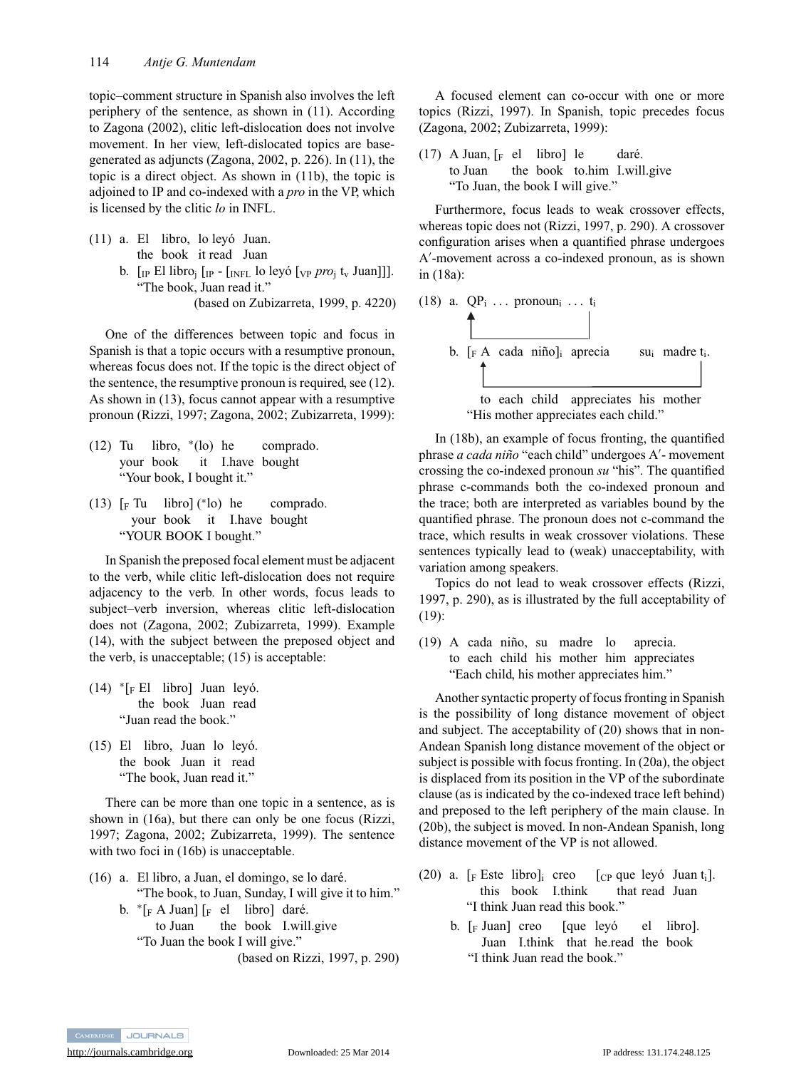topic–comment structure in Spanish also involves the left periphery of the sentence, as shown in (11). According to Zagona (2002), clitic left-dislocation does not involve movement. In her view, left-dislocated topics are base-generated as adjuncts (Zagona, 2002, p. 226). In (11), the topic is a direct object. As shown in (11b), the topic is adjoined to IP and co-indexed with a *pro* in the VP, which is licensed by the clitic *lo* in INFL.

(11) a. El libro, lo leyó Juan.
the book it read Juan
b. [$_{IP}$ El libro$_j$ [$_{IP}$ - [$_{INFL}$ lo leyó [$_{VP}$ *pro*$_j$ t$_v$ Juan]]].
"The book, Juan read it."
(based on Zubizarreta, 1999, p. 4220)

One of the differences between topic and focus in Spanish is that a topic occurs with a resumptive pronoun, whereas focus does not. If the topic is the direct object of the sentence, the resumptive pronoun is required, see (12). As shown in (13), focus cannot appear with a resumptive pronoun (Rizzi, 1997; Zagona, 2002; Zubizarreta, 1999):

(12) Tu libro, *(lo) he comprado.
your book it I.have bought
"Your book, I bought it."

(13) [$_F$ Tu libro] (*lo) he comprado.
your book it I.have bought
"YOUR BOOK I bought."

In Spanish the preposed focal element must be adjacent to the verb, while clitic left-dislocation does not require adjacency to the verb. In other words, focus leads to subject–verb inversion, whereas clitic left-dislocation does not (Zagona, 2002; Zubizarreta, 1999). Example (14), with the subject between the preposed object and the verb, is unacceptable; (15) is acceptable:

(14) *[$_F$ El libro] Juan leyó.
the book Juan read
"Juan read the book."

(15) El libro, Juan lo leyó.
the book Juan it read
"The book, Juan read it."

There can be more than one topic in a sentence, as is shown in (16a), but there can only be one focus (Rizzi, 1997; Zagona, 2002; Zubizarreta, 1999). The sentence with two foci in (16b) is unacceptable.

(16) a. El libro, a Juan, el domingo, se lo daré.
"The book, to Juan, Sunday, I will give it to him."
b. *[$_F$ A Juan] [$_F$ el libro] daré.
to Juan the book I.will.give
"To Juan the book I will give."
(based on Rizzi, 1997, p. 290)

A focused element can co-occur with one or more topics (Rizzi, 1997). In Spanish, topic precedes focus (Zagona, 2002; Zubizarreta, 1999):

(17) A Juan, [$_F$ el libro] le daré.
to Juan the book to.him I.will.give
"To Juan, the book I will give."

Furthermore, focus leads to weak crossover effects, whereas topic does not (Rizzi, 1997, p. 290). A crossover configuration arises when a quantified phrase undergoes A′-movement across a co-indexed pronoun, as is shown in (18a):

(18) a. QP$_i$ ... pronoun$_i$ ... t$_i$
b. [$_F$ A cada niño]$_i$ aprecia su$_i$ madre t$_i$.
to each child appreciates his mother
"His mother appreciates each child."

In (18b), an example of focus fronting, the quantified phrase *a cada niño* "each child" undergoes A′- movement crossing the co-indexed pronoun *su* "his". The quantified phrase c-commands both the co-indexed pronoun and the trace; both are interpreted as variables bound by the quantified phrase. The pronoun does not c-command the trace, which results in weak crossover violations. These sentences typically lead to (weak) unacceptability, with variation among speakers.

Topics do not lead to weak crossover effects (Rizzi, 1997, p. 290), as is illustrated by the full acceptability of (19):

(19) A cada niño, su madre lo aprecia.
to each child his mother him appreciates
"Each child, his mother appreciates him."

Another syntactic property of focus fronting in Spanish is the possibility of long distance movement of object and subject. The acceptability of (20) shows that in non-Andean Spanish long distance movement of the object or subject is possible with focus fronting. In (20a), the object is displaced from its position in the VP of the subordinate clause (as is indicated by the co-indexed trace left behind) and preposed to the left periphery of the main clause. In (20b), the subject is moved. In non-Andean Spanish, long distance movement of the VP is not allowed.

(20) a. [$_F$ Este libro]$_i$ creo [$_{CP}$ que leyó Juan t$_i$].
this book I.think that read Juan
"I think Juan read this book."
b. [$_F$ Juan] creo [que leyó el libro].
Juan I.think that he.read the book
"I think Juan read the book."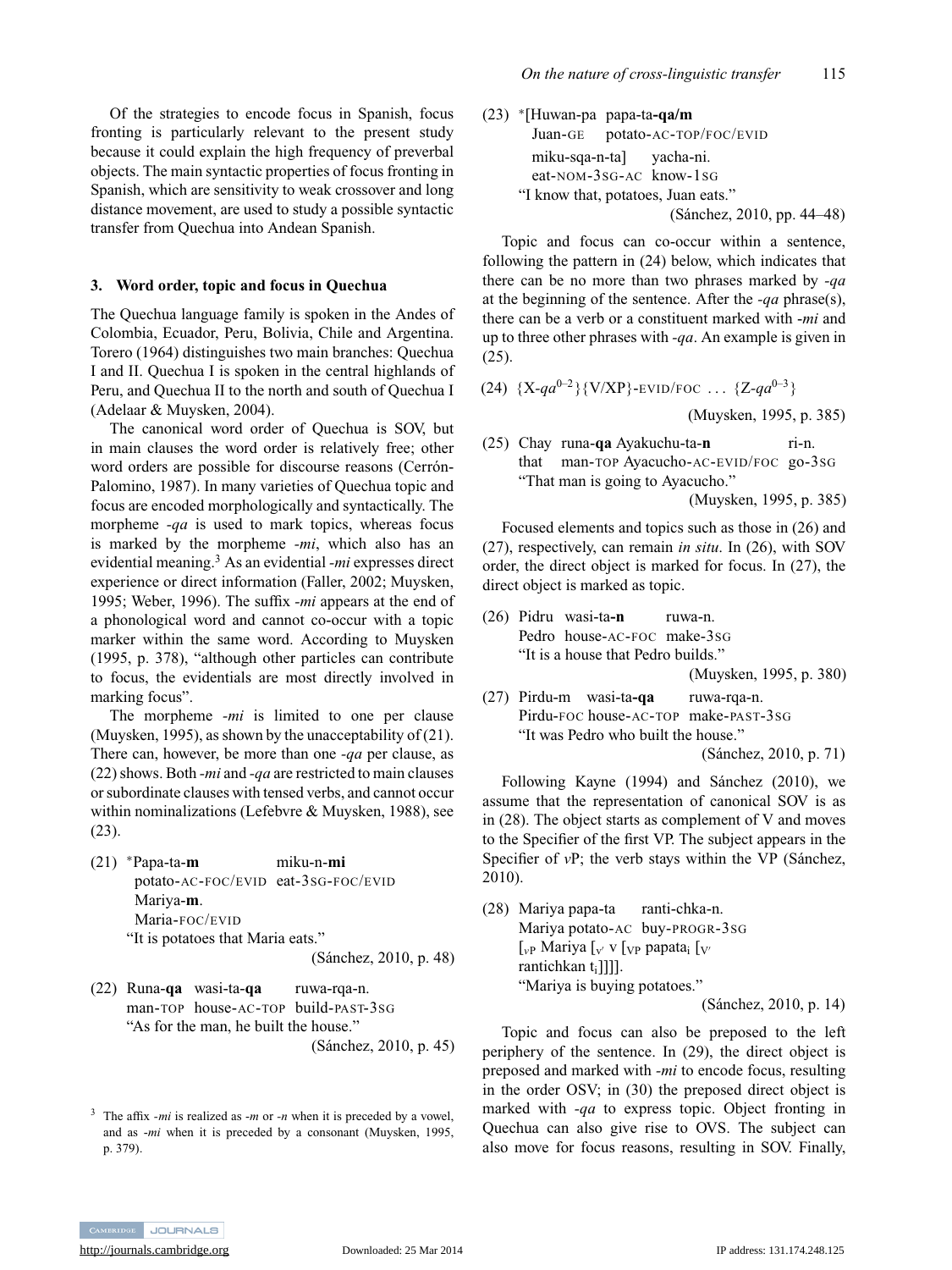Of the strategies to encode focus in Spanish, focus fronting is particularly relevant to the present study because it could explain the high frequency of preverbal objects. The main syntactic properties of focus fronting in Spanish, which are sensitivity to weak crossover and long distance movement, are used to study a possible syntactic transfer from Quechua into Andean Spanish.

## 3. Word order, topic and focus in Quechua

The Quechua language family is spoken in the Andes of Colombia, Ecuador, Peru, Bolivia, Chile and Argentina. Torero (1964) distinguishes two main branches: Quechua I and II. Quechua I is spoken in the central highlands of Peru, and Quechua II to the north and south of Quechua I (Adelaar & Muysken, 2004).

The canonical word order of Quechua is SOV, but in main clauses the word order is relatively free; other word orders are possible for discourse reasons (Cerrón-Palomino, 1987). In many varieties of Quechua topic and focus are encoded morphologically and syntactically. The morpheme *-qa* is used to mark topics, whereas focus is marked by the morpheme *-mi*, which also has an evidential meaning.[3] As an evidential *-mi* expresses direct experience or direct information (Faller, 2002; Muysken, 1995; Weber, 1996). The suffix *-mi* appears at the end of a phonological word and cannot co-occur with a topic marker within the same word. According to Muysken (1995, p. 378), "although other particles can contribute to focus, the evidentials are most directly involved in marking focus".

The morpheme *-mi* is limited to one per clause (Muysken, 1995), as shown by the unacceptability of (21). There can, however, be more than one *-qa* per clause, as (22) shows. Both *-mi* and *-qa* are restricted to main clauses or subordinate clauses with tensed verbs, and cannot occur within nominalizations (Lefebvre & Muysken, 1988), see (23).

(21) *Papa-ta-**m** miku-n-**mi**
potato-AC-FOC/EVID eat-3SG-FOC/EVID
Mariya-**m**.
Maria-FOC/EVID
"It is potatoes that Maria eats."
(Sánchez, 2010, p. 48)

(22) Runa-**qa** wasi-ta-**qa** ruwa-rqa-n.
man-TOP house-AC-TOP build-PAST-3SG
"As for the man, he built the house."
(Sánchez, 2010, p. 45)

(23) *[Huwan-pa papa-ta-**qa/m**
Juan-GE potato-AC-TOP/FOC/EVID
miku-sqa-n-ta] yacha-ni.
eat-NOM-3SG-AC know-1SG
"I know that, potatoes, Juan eats."
(Sánchez, 2010, pp. 44–48)

Topic and focus can co-occur within a sentence, following the pattern in (24) below, which indicates that there can be no more than two phrases marked by *-qa* at the beginning of the sentence. After the *-qa* phrase(s), there can be a verb or a constituent marked with *-mi* and up to three other phrases with *-qa*. An example is given in (25).

(24) $\{X\text{-}qa^{0-2}\}\{V/XP\}$-EVID/FOC ... $\{Z\text{-}qa^{0-3}\}$
(Muysken, 1995, p. 385)

(25) Chay runa-**qa** Ayakuchu-ta-**n** ri-n.
that man-TOP Ayacucho-AC-EVID/FOC go-3SG
"That man is going to Ayacucho."
(Muysken, 1995, p. 385)

Focused elements and topics such as those in (26) and (27), respectively, can remain *in situ*. In (26), with SOV order, the direct object is marked for focus. In (27), the direct object is marked as topic.

(26) Pidru wasi-ta-**n** ruwa-n.
Pedro house-AC-FOC make-3SG
"It is a house that Pedro builds."
(Muysken, 1995, p. 380)

(27) Pirdu-m wasi-ta-**qa** ruwa-rqa-n.
Pirdu-FOC house-AC-TOP make-PAST-3SG
"It was Pedro who built the house."
(Sánchez, 2010, p. 71)

Following Kayne (1994) and Sánchez (2010), we assume that the representation of canonical SOV is as in (28). The object starts as complement of V and moves to the Specifier of the first VP. The subject appears in the Specifier of *v*P; the verb stays within the VP (Sánchez, 2010).

(28) Mariya papa-ta ranti-chka-n.
Mariya potato-AC buy-PROGR-3SG
$[_{vP}$ Mariya $[_{v'}$ v $[_{VP}$ papata$_i$ $[_{V'}$ rantichkan t$_i$]]]].
"Mariya is buying potatoes."
(Sánchez, 2010, p. 14)

Topic and focus can also be preposed to the left periphery of the sentence. In (29), the direct object is preposed and marked with *-mi* to encode focus, resulting in the order OSV; in (30) the preposed direct object is marked with *-qa* to express topic. Object fronting in Quechua can also give rise to OVS. The subject can also move for focus reasons, resulting in SOV. Finally,

[3] The affix *-mi* is realized as *-m* or *-n* when it is preceded by a vowel, and as *-mi* when it is preceded by a consonant (Muysken, 1995, p. 379).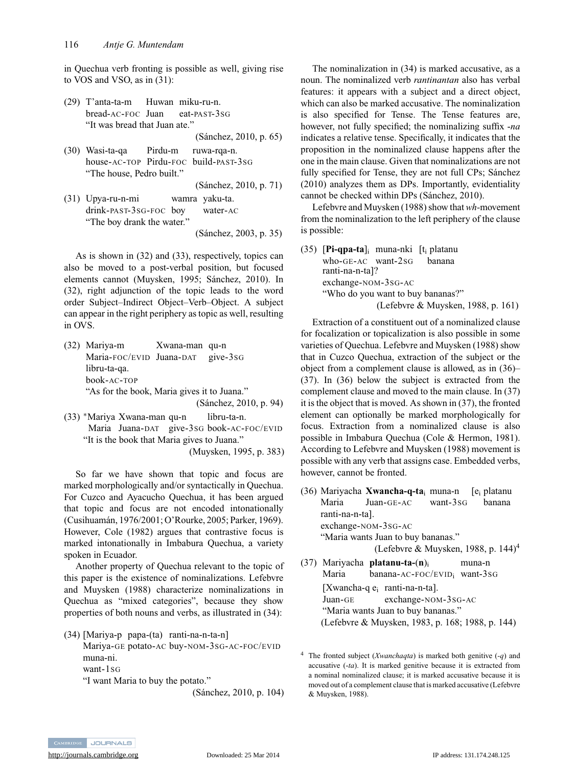in Quechua verb fronting is possible as well, giving rise to VOS and VSO, as in (31):

(29) T'anta-ta-m Huwan miku-ru-n.
bread-AC-FOC Juan eat-PAST-3SG
"It was bread that Juan ate."
(Sánchez, 2010, p. 65)

(30) Wasi-ta-qa Pirdu-m ruwa-rqa-n.
house-AC-TOP Pirdu-FOC build-PAST-3SG
"The house, Pedro built."
(Sánchez, 2010, p. 71)

(31) Upya-ru-n-mi wamra yaku-ta.
drink-PAST-3SG-FOC boy water-AC
"The boy drank the water."
(Sánchez, 2003, p. 35)

As is shown in (32) and (33), respectively, topics can also be moved to a post-verbal position, but focused elements cannot (Muysken, 1995; Sánchez, 2010). In (32), right adjunction of the topic leads to the word order Subject–Indirect Object–Verb–Object. A subject can appear in the right periphery as topic as well, resulting in OVS.

(32) Mariya-m Xwana-man qu-n
Maria-FOC/EVID Juana-DAT give-3SG
libru-ta-qa.
book-AC-TOP
"As for the book, Maria gives it to Juana."
(Sánchez, 2010, p. 94)

(33) *Mariya Xwana-man qu-n libru-ta-n.
Maria Juana-DAT give-3SG book-AC-FOC/EVID
"It is the book that Maria gives to Juana."
(Muysken, 1995, p. 383)

So far we have shown that topic and focus are marked morphologically and/or syntactically in Quechua. For Cuzco and Ayacucho Quechua, it has been argued that topic and focus are not encoded intonationally (Cusihuamán, 1976/2001; O'Rourke, 2005; Parker, 1969). However, Cole (1982) argues that contrastive focus is marked intonationally in Imbabura Quechua, a variety spoken in Ecuador.

Another property of Quechua relevant to the topic of this paper is the existence of nominalizations. Lefebvre and Muysken (1988) characterize nominalizations in Quechua as "mixed categories", because they show properties of both nouns and verbs, as illustrated in (34):

(34) [Mariya-p papa-(ta) ranti-na-n-ta-n]
Mariya-GE potato-AC buy-NOM-3SG-AC-FOC/EVID
muna-ni.
want-1SG
"I want Maria to buy the potato."
(Sánchez, 2010, p. 104)

The nominalization in (34) is marked accusative, as a noun. The nominalized verb *rantinantan* also has verbal features: it appears with a subject and a direct object, which can also be marked accusative. The nominalization is also specified for Tense. The Tense features are, however, not fully specified; the nominalizing suffix *-na* indicates a relative tense. Specifically, it indicates that the proposition in the nominalized clause happens after the one in the main clause. Given that nominalizations are not fully specified for Tense, they are not full CPs; Sánchez (2010) analyzes them as DPs. Importantly, evidentiality cannot be checked within DPs (Sánchez, 2010).

Lefebvre and Muysken (1988) show that *wh*-movement from the nominalization to the left periphery of the clause is possible:

(35) [**Pi-qpa-ta**]$_i$ muna-nki [t$_i$ platanu
who-GE-AC want-2SG banana
ranti-na-n-ta]?
exchange-NOM-3SG-AC
"Who do you want to buy bananas?"
(Lefebvre & Muysken, 1988, p. 161)

Extraction of a constituent out of a nominalized clause for focalization or topicalization is also possible in some varieties of Quechua. Lefebvre and Muysken (1988) show that in Cuzco Quechua, extraction of the subject or the object from a complement clause is allowed, as in (36)–(37). In (36) below the subject is extracted from the complement clause and moved to the main clause. In (37) it is the object that is moved. As shown in (37), the fronted element can optionally be marked morphologically for focus. Extraction from a nominalized clause is also possible in Imbabura Quechua (Cole & Hermon, 1981). According to Lefebvre and Muysken (1988) movement is possible with any verb that assigns case. Embedded verbs, however, cannot be fronted.

(36) Mariyacha **Xwancha-q-ta**$_i$ muna-n [e$_i$ platanu
Maria Juan-GE-AC want-3SG banana
ranti-na-n-ta].
exchange-NOM-3SG-AC
"Maria wants Juan to buy bananas."
(Lefebvre & Muysken, 1988, p. 144)[4]

(37) Mariyacha **platanu-ta-(n)**$_i$ muna-n
Maria banana-AC-FOC/EVID$_i$ want-3SG
[Xwancha-q e$_i$ ranti-na-n-ta].
Juan-GE exchange-NOM-3SG-AC
"Maria wants Juan to buy bananas."
(Lefebvre & Muysken, 1983, p. 168; 1988, p. 144)

[4] The fronted subject (*Xwanchaqta*) is marked both genitive (*-q*) and accusative (*-ta*). It is marked genitive because it is extracted from a nominal nominalized clause; it is marked accusative because it is moved out of a complement clause that is marked accusative (Lefebvre & Muysken, 1988).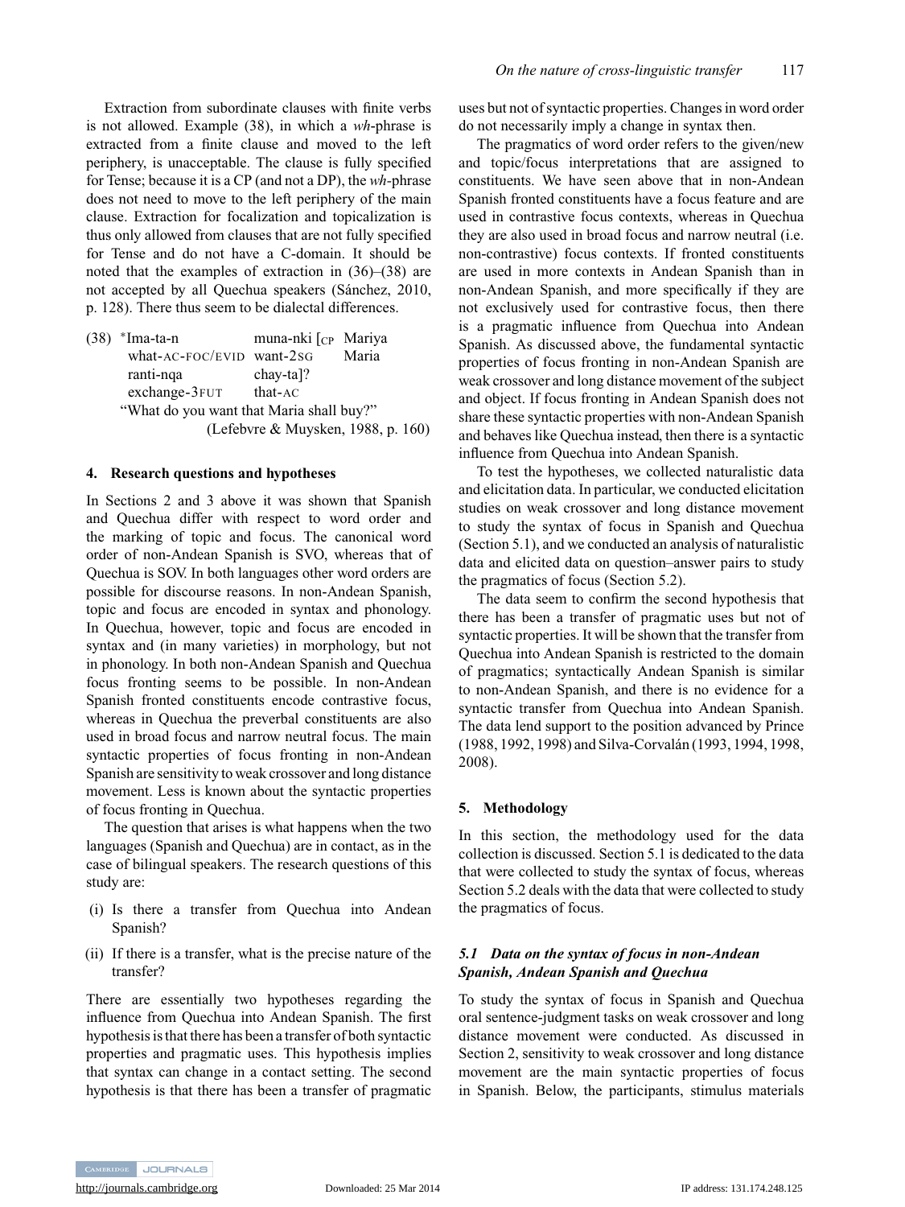Extraction from subordinate clauses with finite verbs is not allowed. Example (38), in which a *wh*-phrase is extracted from a finite clause and moved to the left periphery, is unacceptable. The clause is fully specified for Tense; because it is a CP (and not a DP), the *wh*-phrase does not need to move to the left periphery of the main clause. Extraction for focalization and topicalization is thus only allowed from clauses that are not fully specified for Tense and do not have a C-domain. It should be noted that the examples of extraction in (36)–(38) are not accepted by all Quechua speakers (Sánchez, 2010, p. 128). There thus seem to be dialectal differences.

(38) *Ima-ta-n muna-nki [CP Mariya ranti-nqa chay-ta]?
what-AC-FOC/EVID want-2SG Maria exchange-3FUT that-AC
"What do you want that Maria shall buy?"
(Lefebvre & Muysken, 1988, p. 160)

## 4. Research questions and hypotheses

In Sections 2 and 3 above it was shown that Spanish and Quechua differ with respect to word order and the marking of topic and focus. The canonical word order of non-Andean Spanish is SVO, whereas that of Quechua is SOV. In both languages other word orders are possible for discourse reasons. In non-Andean Spanish, topic and focus are encoded in syntax and phonology. In Quechua, however, topic and focus are encoded in syntax and (in many varieties) in morphology, but not in phonology. In both non-Andean Spanish and Quechua focus fronting seems to be possible. In non-Andean Spanish fronted constituents encode contrastive focus, whereas in Quechua the preverbal constituents are also used in broad focus and narrow neutral focus. The main syntactic properties of focus fronting in non-Andean Spanish are sensitivity to weak crossover and long distance movement. Less is known about the syntactic properties of focus fronting in Quechua.

The question that arises is what happens when the two languages (Spanish and Quechua) are in contact, as in the case of bilingual speakers. The research questions of this study are:

(i) Is there a transfer from Quechua into Andean Spanish?
(ii) If there is a transfer, what is the precise nature of the transfer?

There are essentially two hypotheses regarding the influence from Quechua into Andean Spanish. The first hypothesis is that there has been a transfer of both syntactic properties and pragmatic uses. This hypothesis implies that syntax can change in a contact setting. The second hypothesis is that there has been a transfer of pragmatic uses but not of syntactic properties. Changes in word order do not necessarily imply a change in syntax then.

The pragmatics of word order refers to the given/new and topic/focus interpretations that are assigned to constituents. We have seen above that in non-Andean Spanish fronted constituents have a focus feature and are used in contrastive focus contexts, whereas in Quechua they are also used in broad focus and narrow neutral (i.e. non-contrastive) focus contexts. If fronted constituents are used in more contexts in Andean Spanish than in non-Andean Spanish, and more specifically if they are not exclusively used for contrastive focus, then there is a pragmatic influence from Quechua into Andean Spanish. As discussed above, the fundamental syntactic properties of focus fronting in non-Andean Spanish are weak crossover and long distance movement of the subject and object. If focus fronting in Andean Spanish does not share these syntactic properties with non-Andean Spanish and behaves like Quechua instead, then there is a syntactic influence from Quechua into Andean Spanish.

To test the hypotheses, we collected naturalistic data and elicitation data. In particular, we conducted elicitation studies on weak crossover and long distance movement to study the syntax of focus in Spanish and Quechua (Section 5.1), and we conducted an analysis of naturalistic data and elicited data on question–answer pairs to study the pragmatics of focus (Section 5.2).

The data seem to confirm the second hypothesis that there has been a transfer of pragmatic uses but not of syntactic properties. It will be shown that the transfer from Quechua into Andean Spanish is restricted to the domain of pragmatics; syntactically Andean Spanish is similar to non-Andean Spanish, and there is no evidence for a syntactic transfer from Quechua into Andean Spanish. The data lend support to the position advanced by Prince (1988, 1992, 1998) and Silva-Corvalán (1993, 1994, 1998, 2008).

## 5. Methodology

In this section, the methodology used for the data collection is discussed. Section 5.1 is dedicated to the data that were collected to study the syntax of focus, whereas Section 5.2 deals with the data that were collected to study the pragmatics of focus.

### *5.1 Data on the syntax of focus in non-Andean Spanish, Andean Spanish and Quechua*

To study the syntax of focus in Spanish and Quechua oral sentence-judgment tasks on weak crossover and long distance movement were conducted. As discussed in Section 2, sensitivity to weak crossover and long distance movement are the main syntactic properties of focus in Spanish. Below, the participants, stimulus materials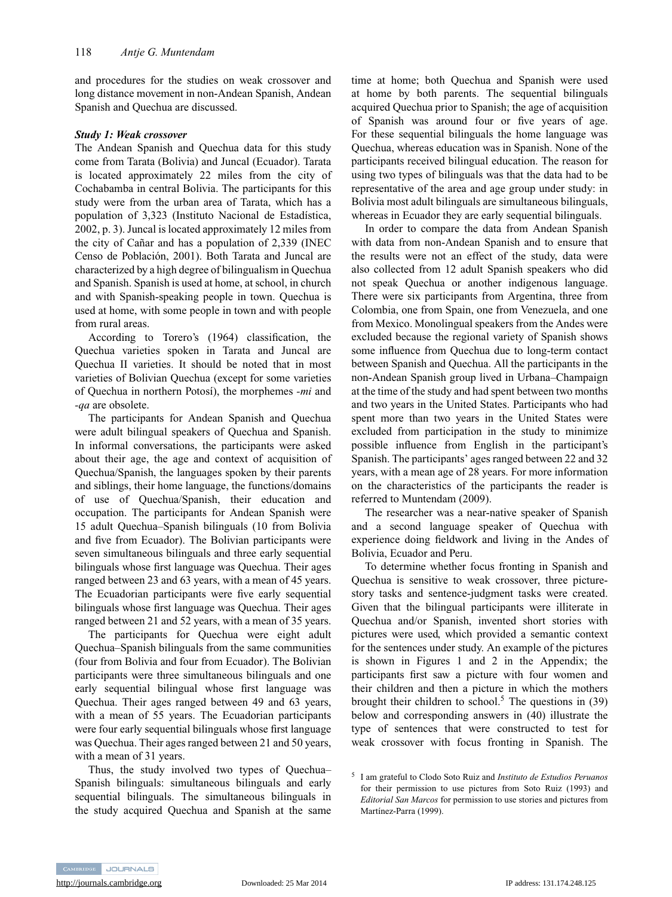and procedures for the studies on weak crossover and long distance movement in non-Andean Spanish, Andean Spanish and Quechua are discussed.

### *Study 1: Weak crossover*

The Andean Spanish and Quechua data for this study come from Tarata (Bolivia) and Juncal (Ecuador). Tarata is located approximately 22 miles from the city of Cochabamba in central Bolivia. The participants for this study were from the urban area of Tarata, which has a population of 3,323 (Instituto Nacional de Estadística, 2002, p. 3). Juncal is located approximately 12 miles from the city of Cañar and has a population of 2,339 (INEC Censo de Población, 2001). Both Tarata and Juncal are characterized by a high degree of bilingualism in Quechua and Spanish. Spanish is used at home, at school, in church and with Spanish-speaking people in town. Quechua is used at home, with some people in town and with people from rural areas.

According to Torero's (1964) classification, the Quechua varieties spoken in Tarata and Juncal are Quechua II varieties. It should be noted that in most varieties of Bolivian Quechua (except for some varieties of Quechua in northern Potosí), the morphemes *-mi* and *-qa* are obsolete.

The participants for Andean Spanish and Quechua were adult bilingual speakers of Quechua and Spanish. In informal conversations, the participants were asked about their age, the age and context of acquisition of Quechua/Spanish, the languages spoken by their parents and siblings, their home language, the functions/domains of use of Quechua/Spanish, their education and occupation. The participants for Andean Spanish were 15 adult Quechua–Spanish bilinguals (10 from Bolivia and five from Ecuador). The Bolivian participants were seven simultaneous bilinguals and three early sequential bilinguals whose first language was Quechua. Their ages ranged between 23 and 63 years, with a mean of 45 years. The Ecuadorian participants were five early sequential bilinguals whose first language was Quechua. Their ages ranged between 21 and 52 years, with a mean of 35 years.

The participants for Quechua were eight adult Quechua–Spanish bilinguals from the same communities (four from Bolivia and four from Ecuador). The Bolivian participants were three simultaneous bilinguals and one early sequential bilingual whose first language was Quechua. Their ages ranged between 49 and 63 years, with a mean of 55 years. The Ecuadorian participants were four early sequential bilinguals whose first language was Quechua. Their ages ranged between 21 and 50 years, with a mean of 31 years.

Thus, the study involved two types of Quechua–Spanish bilinguals: simultaneous bilinguals and early sequential bilinguals. The simultaneous bilinguals in the study acquired Quechua and Spanish at the same time at home; both Quechua and Spanish were used at home by both parents. The sequential bilinguals acquired Quechua prior to Spanish; the age of acquisition of Spanish was around four or five years of age. For these sequential bilinguals the home language was Quechua, whereas education was in Spanish. None of the participants received bilingual education. The reason for using two types of bilinguals was that the data had to be representative of the area and age group under study: in Bolivia most adult bilinguals are simultaneous bilinguals, whereas in Ecuador they are early sequential bilinguals.

In order to compare the data from Andean Spanish with data from non-Andean Spanish and to ensure that the results were not an effect of the study, data were also collected from 12 adult Spanish speakers who did not speak Quechua or another indigenous language. There were six participants from Argentina, three from Colombia, one from Spain, one from Venezuela, and one from Mexico. Monolingual speakers from the Andes were excluded because the regional variety of Spanish shows some influence from Quechua due to long-term contact between Spanish and Quechua. All the participants in the non-Andean Spanish group lived in Urbana–Champaign at the time of the study and had spent between two months and two years in the United States. Participants who had spent more than two years in the United States were excluded from participation in the study to minimize possible influence from English in the participant's Spanish. The participants' ages ranged between 22 and 32 years, with a mean age of 28 years. For more information on the characteristics of the participants the reader is referred to Muntendam (2009).

The researcher was a near-native speaker of Spanish and a second language speaker of Quechua with experience doing fieldwork and living in the Andes of Bolivia, Ecuador and Peru.

To determine whether focus fronting in Spanish and Quechua is sensitive to weak crossover, three picture-story tasks and sentence-judgment tasks were created. Given that the bilingual participants were illiterate in Quechua and/or Spanish, invented short stories with pictures were used, which provided a semantic context for the sentences under study. An example of the pictures is shown in Figures 1 and 2 in the Appendix; the participants first saw a picture with four women and their children and then a picture in which the mothers brought their children to school.[5] The questions in (39) below and corresponding answers in (40) illustrate the type of sentences that were constructed to test for weak crossover with focus fronting in Spanish. The

[5] I am grateful to Clodo Soto Ruiz and *Instituto de Estudios Peruanos* for their permission to use pictures from Soto Ruiz (1993) and *Editorial San Marcos* for permission to use stories and pictures from Martínez-Parra (1999).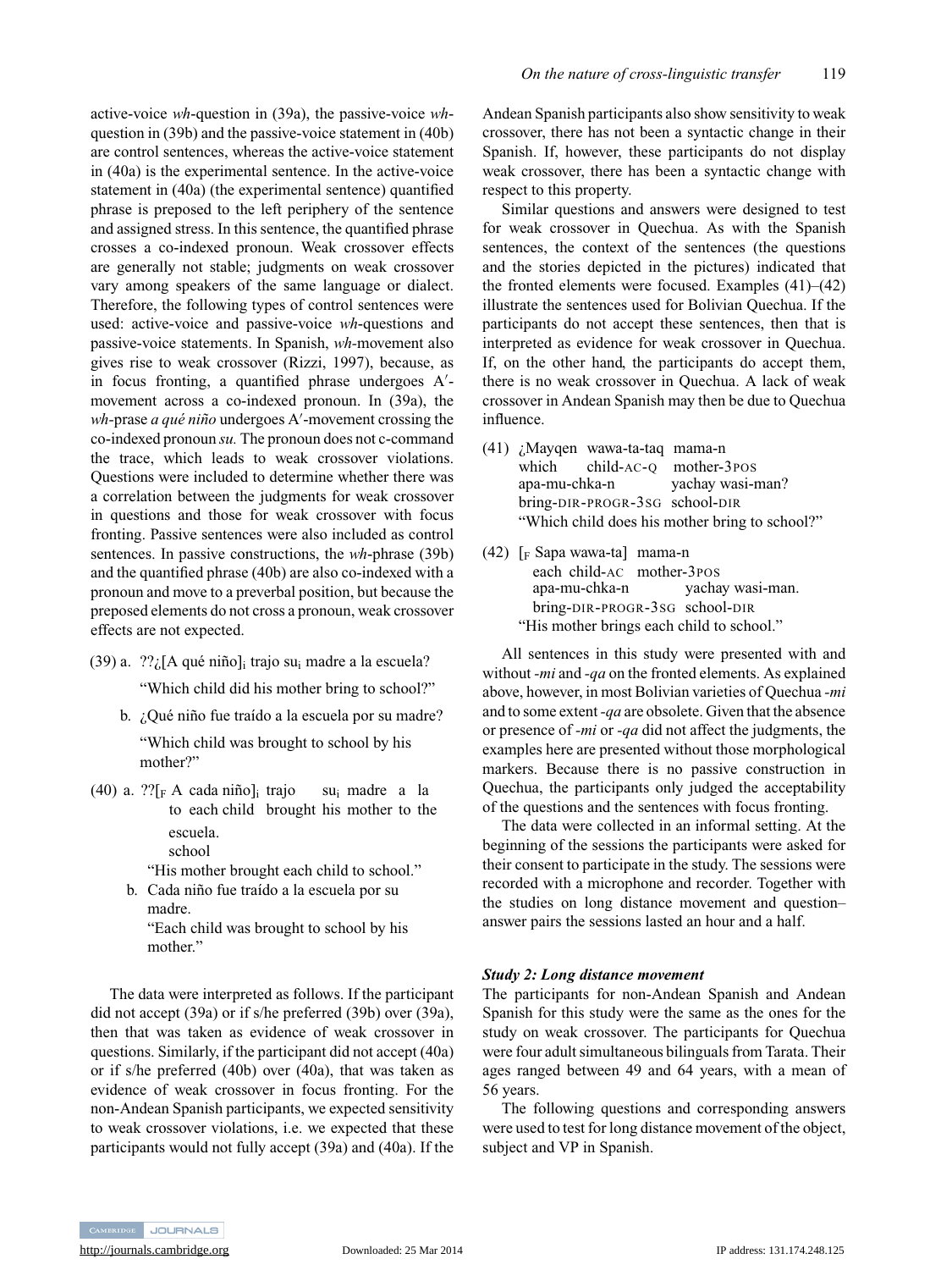active-voice *wh*-question in (39a), the passive-voice *wh*-question in (39b) and the passive-voice statement in (40b) are control sentences, whereas the active-voice statement in (40a) is the experimental sentence. In the active-voice statement in (40a) (the experimental sentence) quantified phrase is preposed to the left periphery of the sentence and assigned stress. In this sentence, the quantified phrase crosses a co-indexed pronoun. Weak crossover effects are generally not stable; judgments on weak crossover vary among speakers of the same language or dialect. Therefore, the following types of control sentences were used: active-voice and passive-voice *wh*-questions and passive-voice statements. In Spanish, *wh*-movement also gives rise to weak crossover (Rizzi, 1997), because, as in focus fronting, a quantified phrase undergoes A′-movement across a co-indexed pronoun. In (39a), the *wh*-prase *a qué niño* undergoes A′-movement crossing the co-indexed pronoun *su.* The pronoun does not c-command the trace, which leads to weak crossover violations. Questions were included to determine whether there was a correlation between the judgments for weak crossover in questions and those for weak crossover with focus fronting. Passive sentences were also included as control sentences. In passive constructions, the *wh*-phrase (39b) and the quantified phrase (40b) are also co-indexed with a pronoun and move to a preverbal position, but because the preposed elements do not cross a pronoun, weak crossover effects are not expected.

(39) a. ??¿[A qué niño]$_i$ trajo su$_i$ madre a la escuela?
"Which child did his mother bring to school?"

b. ¿Qué niño fue traído a la escuela por su madre?
"Which child was brought to school by his mother?"

(40) a. ??[$_F$ A cada niño]$_i$ trajo su$_i$ madre a la escuela.
to each child brought his mother to the school
"His mother brought each child to school."

b. Cada niño fue traído a la escuela por su madre.
"Each child was brought to school by his mother."

The data were interpreted as follows. If the participant did not accept (39a) or if s/he preferred (39b) over (39a), then that was taken as evidence of weak crossover in questions. Similarly, if the participant did not accept (40a) or if s/he preferred (40b) over (40a), that was taken as evidence of weak crossover in focus fronting. For the non-Andean Spanish participants, we expected sensitivity to weak crossover violations, i.e. we expected that these participants would not fully accept (39a) and (40a). If the Andean Spanish participants also show sensitivity to weak crossover, there has not been a syntactic change in their Spanish. If, however, these participants do not display weak crossover, there has been a syntactic change with respect to this property.

Similar questions and answers were designed to test for weak crossover in Quechua. As with the Spanish sentences, the context of the sentences (the questions and the stories depicted in the pictures) indicated that the fronted elements were focused. Examples (41)–(42) illustrate the sentences used for Bolivian Quechua. If the participants do not accept these sentences, then that is interpreted as evidence for weak crossover in Quechua. If, on the other hand, the participants do accept them, there is no weak crossover in Quechua. A lack of weak crossover in Andean Spanish may then be due to Quechua influence.

(41) ¿Mayqen wawa-ta-taq mama-n apa-mu-chka-n yachay wasi-man?
which child-AC-Q mother-3POS bring-DIR-PROGR-3SG school-DIR
"Which child does his mother bring to school?"

(42) [$_F$ Sapa wawa-ta] mama-n apa-mu-chka-n yachay wasi-man.
each child-AC mother-3POS bring-DIR-PROGR-3SG school-DIR
"His mother brings each child to school."

All sentences in this study were presented with and without *-mi* and *-qa* on the fronted elements. As explained above, however, in most Bolivian varieties of Quechua *-mi* and to some extent *-qa* are obsolete. Given that the absence or presence of *-mi* or *-qa* did not affect the judgments, the examples here are presented without those morphological markers. Because there is no passive construction in Quechua, the participants only judged the acceptability of the questions and the sentences with focus fronting.

The data were collected in an informal setting. At the beginning of the sessions the participants were asked for their consent to participate in the study. The sessions were recorded with a microphone and recorder. Together with the studies on long distance movement and question–answer pairs the sessions lasted an hour and a half.

***Study 2: Long distance movement***

The participants for non-Andean Spanish and Andean Spanish for this study were the same as the ones for the study on weak crossover. The participants for Quechua were four adult simultaneous bilinguals from Tarata. Their ages ranged between 49 and 64 years, with a mean of 56 years.

The following questions and corresponding answers were used to test for long distance movement of the object, subject and VP in Spanish.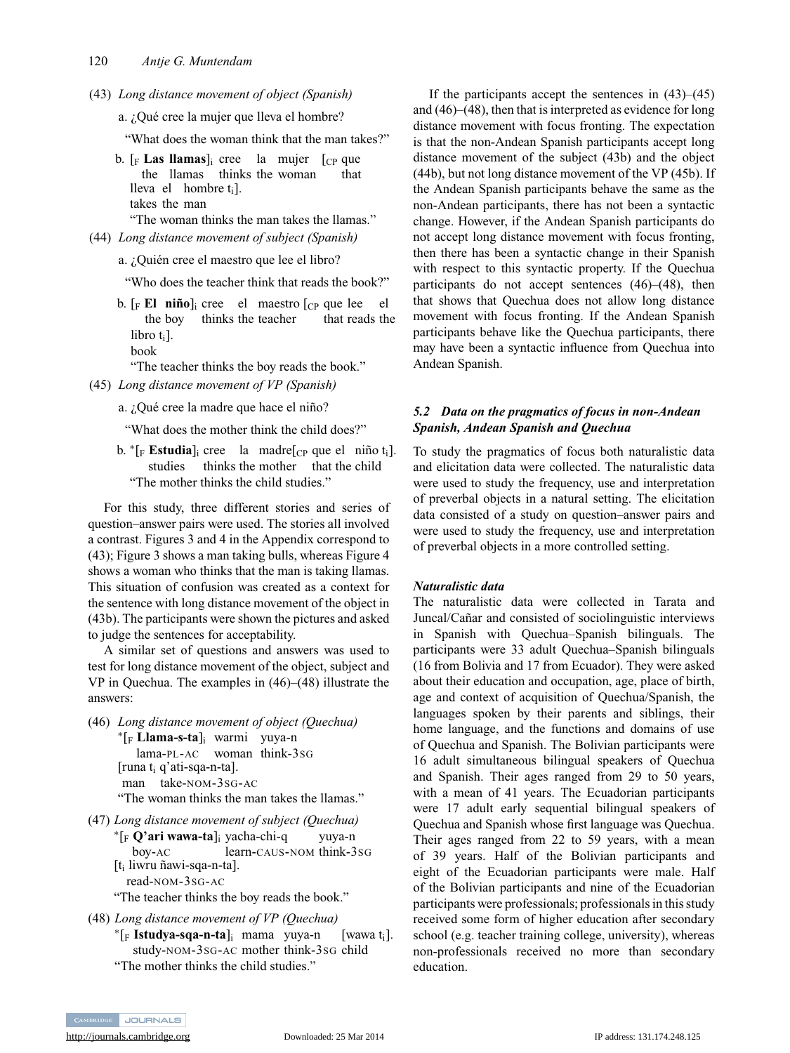(43) *Long distance movement of object (Spanish)*

a. ¿Qué cree la mujer que lleva el hombre?

"What does the woman think that the man takes?"

b. [$_F$ **Las llamas**]$_i$ cree la mujer [$_{CP}$ que lleva el hombre t$_i$].
the llamas thinks the woman that takes the man
"The woman thinks the man takes the llamas."

(44) *Long distance movement of subject (Spanish)*

a. ¿Quién cree el maestro que lee el libro?

"Who does the teacher think that reads the book?"

b. [$_F$ **El niño**]$_i$ cree el maestro [$_{CP}$ que lee el libro t$_i$].
the boy thinks the teacher that reads the book
"The teacher thinks the boy reads the book."

(45) *Long distance movement of VP (Spanish)*

a. ¿Qué cree la madre que hace el niño?

"What does the mother think the child does?"

b. *[$_F$ **Estudia**]$_i$ cree la madre[$_{CP}$ que el niño t$_i$].
studies thinks the mother that the child
"The mother thinks the child studies."

For this study, three different stories and series of question–answer pairs were used. The stories all involved a contrast. Figures 3 and 4 in the Appendix correspond to (43); Figure 3 shows a man taking bulls, whereas Figure 4 shows a woman who thinks that the man is taking llamas. This situation of confusion was created as a context for the sentence with long distance movement of the object in (43b). The participants were shown the pictures and asked to judge the sentences for acceptability.

A similar set of questions and answers was used to test for long distance movement of the object, subject and VP in Quechua. The examples in (46)–(48) illustrate the answers:

(46) *Long distance movement of object (Quechua)*
*[$_F$ **Llama-s-ta**]$_i$ warmi yuya-n [runa t$_i$ q'ati-sqa-n-ta].
lama-PL-AC woman think-3SG man take-NOM-3SG-AC
"The woman thinks the man takes the llamas."

(47) *Long distance movement of subject (Quechua)*
*[$_F$ **Q'ari wawa-ta**]$_i$ yacha-chi-q yuya-n [t$_i$ liwru ñawi-sqa-n-ta].
boy-AC learn-CAUS-NOM think-3SG read-NOM-3SG-AC
"The teacher thinks the boy reads the book."

(48) *Long distance movement of VP (Quechua)*
*[$_F$ **Istudya-sqa-n-ta**]$_i$ mama yuya-n [wawa t$_i$].
study-NOM-3SG-AC mother think-3SG child
"The mother thinks the child studies."

If the participants accept the sentences in (43)–(45) and (46)–(48), then that is interpreted as evidence for long distance movement with focus fronting. The expectation is that the non-Andean Spanish participants accept long distance movement of the subject (43b) and the object (44b), but not long distance movement of the VP (45b). If the Andean Spanish participants behave the same as the non-Andean participants, there has not been a syntactic change. However, if the Andean Spanish participants do not accept long distance movement with focus fronting, then there has been a syntactic change in their Spanish with respect to this syntactic property. If the Quechua participants do not accept sentences (46)–(48), then that shows that Quechua does not allow long distance movement with focus fronting. If the Andean Spanish participants behave like the Quechua participants, there may have been a syntactic influence from Quechua into Andean Spanish.

### *5.2 Data on the pragmatics of focus in non-Andean Spanish, Andean Spanish and Quechua*

To study the pragmatics of focus both naturalistic data and elicitation data were collected. The naturalistic data were used to study the frequency, use and interpretation of preverbal objects in a natural setting. The elicitation data consisted of a study on question–answer pairs and were used to study the frequency, use and interpretation of preverbal objects in a more controlled setting.

#### *Naturalistic data*

The naturalistic data were collected in Tarata and Juncal/Cañar and consisted of sociolinguistic interviews in Spanish with Quechua–Spanish bilinguals. The participants were 33 adult Quechua–Spanish bilinguals (16 from Bolivia and 17 from Ecuador). They were asked about their education and occupation, age, place of birth, age and context of acquisition of Quechua/Spanish, the languages spoken by their parents and siblings, their home language, and the functions and domains of use of Quechua and Spanish. The Bolivian participants were 16 adult simultaneous bilingual speakers of Quechua and Spanish. Their ages ranged from 29 to 50 years, with a mean of 41 years. The Ecuadorian participants were 17 adult early sequential bilingual speakers of Quechua and Spanish whose first language was Quechua. Their ages ranged from 22 to 59 years, with a mean of 39 years. Half of the Bolivian participants and eight of the Ecuadorian participants were male. Half of the Bolivian participants and nine of the Ecuadorian participants were professionals; professionals in this study received some form of higher education after secondary school (e.g. teacher training college, university), whereas non-professionals received no more than secondary education.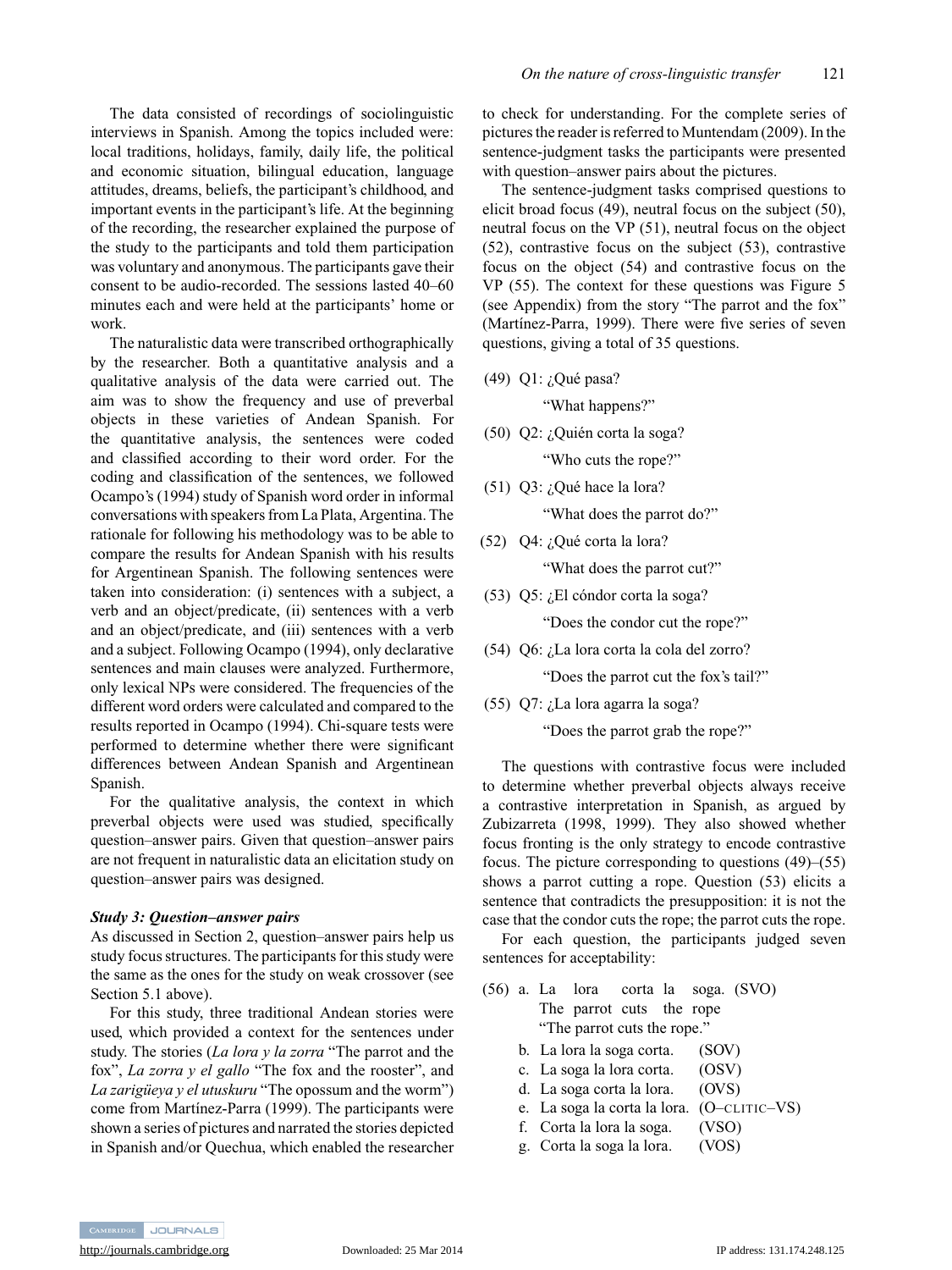The data consisted of recordings of sociolinguistic interviews in Spanish. Among the topics included were: local traditions, holidays, family, daily life, the political and economic situation, bilingual education, language attitudes, dreams, beliefs, the participant's childhood, and important events in the participant's life. At the beginning of the recording, the researcher explained the purpose of the study to the participants and told them participation was voluntary and anonymous. The participants gave their consent to be audio-recorded. The sessions lasted 40–60 minutes each and were held at the participants' home or work.

The naturalistic data were transcribed orthographically by the researcher. Both a quantitative analysis and a qualitative analysis of the data were carried out. The aim was to show the frequency and use of preverbal objects in these varieties of Andean Spanish. For the quantitative analysis, the sentences were coded and classified according to their word order. For the coding and classification of the sentences, we followed Ocampo's (1994) study of Spanish word order in informal conversations with speakers from La Plata, Argentina. The rationale for following his methodology was to be able to compare the results for Andean Spanish with his results for Argentinean Spanish. The following sentences were taken into consideration: (i) sentences with a subject, a verb and an object/predicate, (ii) sentences with a verb and an object/predicate, and (iii) sentences with a verb and a subject. Following Ocampo (1994), only declarative sentences and main clauses were analyzed. Furthermore, only lexical NPs were considered. The frequencies of the different word orders were calculated and compared to the results reported in Ocampo (1994). Chi-square tests were performed to determine whether there were significant differences between Andean Spanish and Argentinean Spanish.

For the qualitative analysis, the context in which preverbal objects were used was studied, specifically question–answer pairs. Given that question–answer pairs are not frequent in naturalistic data an elicitation study on question–answer pairs was designed.

### *Study 3: Question–answer pairs*

As discussed in Section 2, question–answer pairs help us study focus structures. The participants for this study were the same as the ones for the study on weak crossover (see Section 5.1 above).

For this study, three traditional Andean stories were used, which provided a context for the sentences under study. The stories (*La lora y la zorra* "The parrot and the fox", *La zorra y el gallo* "The fox and the rooster", and *La zarigüeya y el utuskuru* "The opossum and the worm") come from Martínez-Parra (1999). The participants were shown a series of pictures and narrated the stories depicted in Spanish and/or Quechua, which enabled the researcher to check for understanding. For the complete series of pictures the reader is referred to Muntendam (2009). In the sentence-judgment tasks the participants were presented with question–answer pairs about the pictures.

The sentence-judgment tasks comprised questions to elicit broad focus (49), neutral focus on the subject (50), neutral focus on the VP (51), neutral focus on the object (52), contrastive focus on the subject (53), contrastive focus on the object (54) and contrastive focus on the VP (55). The context for these questions was Figure 5 (see Appendix) from the story "The parrot and the fox" (Martínez-Parra, 1999). There were five series of seven questions, giving a total of 35 questions.

(49) Q1: ¿Qué pasa?
"What happens?"

(50) Q2: ¿Quién corta la soga?
"Who cuts the rope?"

(51) Q3: ¿Qué hace la lora?
"What does the parrot do?"

(52) Q4: ¿Qué corta la lora?
"What does the parrot cut?"

(53) Q5: ¿El cóndor corta la soga?
"Does the condor cut the rope?"

(54) Q6: ¿La lora corta la cola del zorro?
"Does the parrot cut the fox's tail?"

(55) Q7: ¿La lora agarra la soga?
"Does the parrot grab the rope?"

The questions with contrastive focus were included to determine whether preverbal objects always receive a contrastive interpretation in Spanish, as argued by Zubizarreta (1998, 1999). They also showed whether focus fronting is the only strategy to encode contrastive focus. The picture corresponding to questions (49)–(55) shows a parrot cutting a rope. Question (53) elicits a sentence that contradicts the presupposition: it is not the case that the condor cuts the rope; the parrot cuts the rope.

For each question, the participants judged seven sentences for acceptability:

(56) a. La lora corta la soga. (SVO)
The parrot cuts the rope
"The parrot cuts the rope."
b. La lora la soga corta. (SOV)
c. La soga la lora corta. (OSV)
d. La soga corta la lora. (OVS)
e. La soga la corta la lora. (O–CLITIC–VS)
f. Corta la lora la soga. (VSO)
g. Corta la soga la lora. (VOS)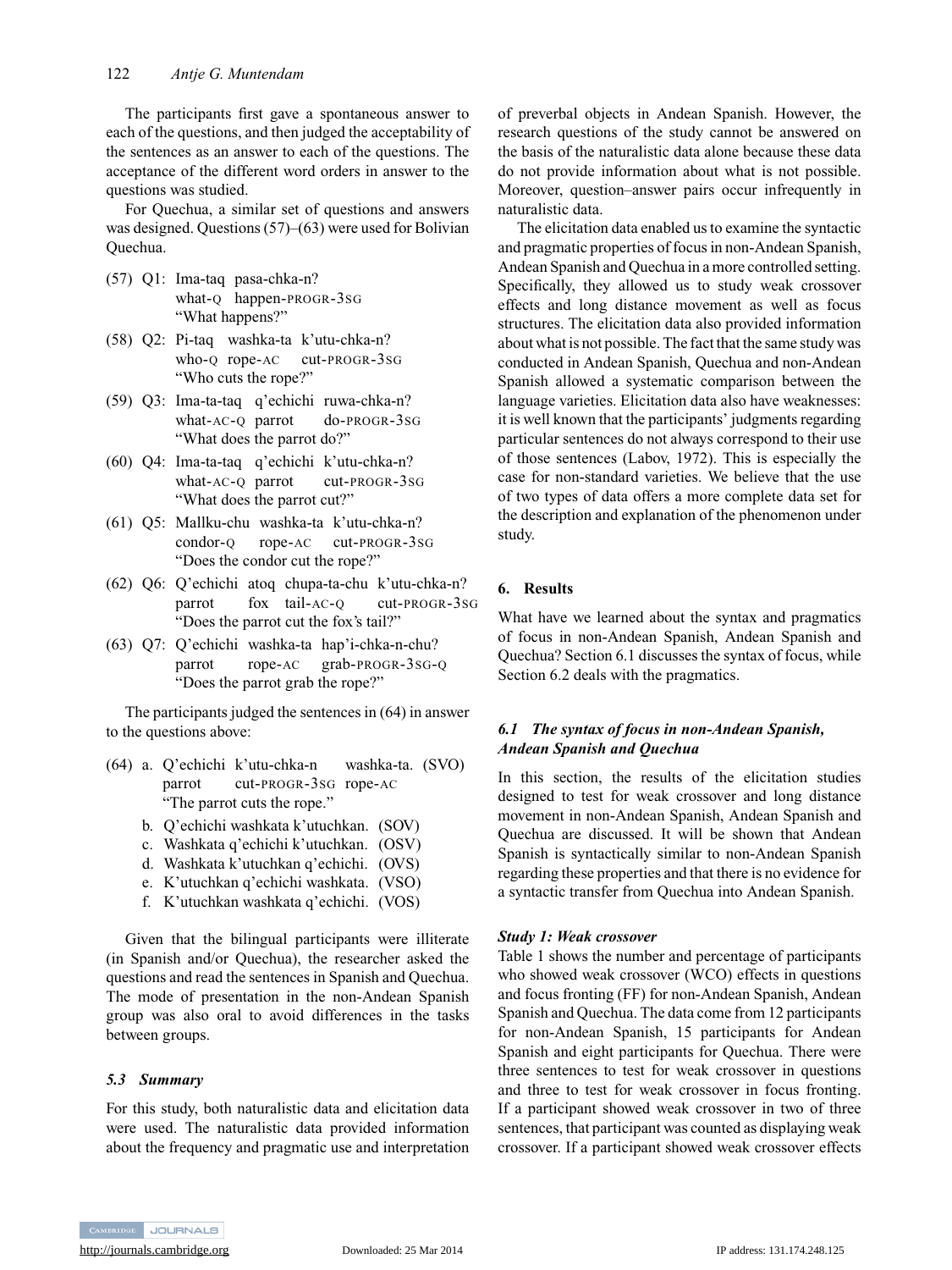The participants first gave a spontaneous answer to each of the questions, and then judged the acceptability of the sentences as an answer to each of the questions. The acceptance of the different word orders in answer to the questions was studied.

For Quechua, a similar set of questions and answers was designed. Questions (57)–(63) were used for Bolivian Quechua.

(57) Q1: Ima-taq pasa-chka-n?
what-Q happen-PROGR-3SG
"What happens?"

(58) Q2: Pi-taq washka-ta k'utu-chka-n?
who-Q rope-AC cut-PROGR-3SG
"Who cuts the rope?"

(59) Q3: Ima-ta-taq q'echichi ruwa-chka-n?
what-AC-Q parrot do-PROGR-3SG
"What does the parrot do?"

(60) Q4: Ima-ta-taq q'echichi k'utu-chka-n?
what-AC-Q parrot cut-PROGR-3SG
"What does the parrot cut?"

(61) Q5: Mallku-chu washka-ta k'utu-chka-n?
condor-Q rope-AC cut-PROGR-3SG
"Does the condor cut the rope?"

(62) Q6: Q'echichi atoq chupa-ta-chu k'utu-chka-n?
parrot fox tail-AC-Q cut-PROGR-3SG
"Does the parrot cut the fox's tail?"

(63) Q7: Q'echichi washka-ta hap'i-chka-n-chu?
parrot rope-AC grab-PROGR-3SG-Q
"Does the parrot grab the rope?"

The participants judged the sentences in (64) in answer to the questions above:

(64) a. Q'echichi k'utu-chka-n washka-ta. (SVO)
parrot cut-PROGR-3SG rope-AC
"The parrot cuts the rope."

b. Q'echichi washkata k'utuchkan. (SOV)

c. Washkata q'echichi k'utuchkan. (OSV)

d. Washkata k'utuchkan q'echichi. (OVS)

e. K'utuchkan q'echichi washkata. (VSO)

f. K'utuchkan washkata q'echichi. (VOS)

Given that the bilingual participants were illiterate (in Spanish and/or Quechua), the researcher asked the questions and read the sentences in Spanish and Quechua. The mode of presentation in the non-Andean Spanish group was also oral to avoid differences in the tasks between groups.

### *5.3 Summary*

For this study, both naturalistic data and elicitation data were used. The naturalistic data provided information about the frequency and pragmatic use and interpretation of preverbal objects in Andean Spanish. However, the research questions of the study cannot be answered on the basis of the naturalistic data alone because these data do not provide information about what is not possible. Moreover, question–answer pairs occur infrequently in naturalistic data.

The elicitation data enabled us to examine the syntactic and pragmatic properties of focus in non-Andean Spanish, Andean Spanish and Quechua in a more controlled setting. Specifically, they allowed us to study weak crossover effects and long distance movement as well as focus structures. The elicitation data also provided information about what is not possible. The fact that the same study was conducted in Andean Spanish, Quechua and non-Andean Spanish allowed a systematic comparison between the language varieties. Elicitation data also have weaknesses: it is well known that the participants' judgments regarding particular sentences do not always correspond to their use of those sentences (Labov, 1972). This is especially the case for non-standard varieties. We believe that the use of two types of data offers a more complete data set for the description and explanation of the phenomenon under study.

## 6. Results

What have we learned about the syntax and pragmatics of focus in non-Andean Spanish, Andean Spanish and Quechua? Section 6.1 discusses the syntax of focus, while Section 6.2 deals with the pragmatics.

### *6.1 The syntax of focus in non-Andean Spanish, Andean Spanish and Quechua*

In this section, the results of the elicitation studies designed to test for weak crossover and long distance movement in non-Andean Spanish, Andean Spanish and Quechua are discussed. It will be shown that Andean Spanish is syntactically similar to non-Andean Spanish regarding these properties and that there is no evidence for a syntactic transfer from Quechua into Andean Spanish.

#### *Study 1: Weak crossover*

Table 1 shows the number and percentage of participants who showed weak crossover (WCO) effects in questions and focus fronting (FF) for non-Andean Spanish, Andean Spanish and Quechua. The data come from 12 participants for non-Andean Spanish, 15 participants for Andean Spanish and eight participants for Quechua. There were three sentences to test for weak crossover in questions and three to test for weak crossover in focus fronting. If a participant showed weak crossover in two of three sentences, that participant was counted as displaying weak crossover. If a participant showed weak crossover effects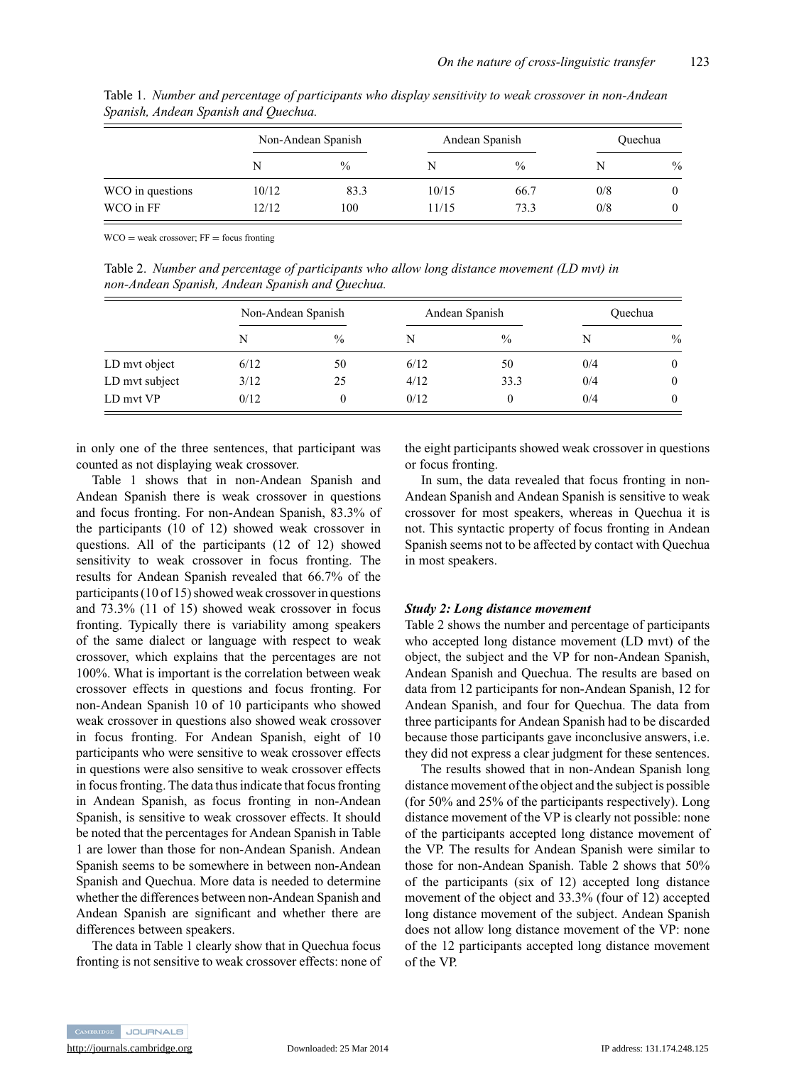Table 1. *Number and percentage of participants who display sensitivity to weak crossover in non-Andean Spanish, Andean Spanish and Quechua.*

| | Non-Andean Spanish | | Andean Spanish | | Quechua | |
|---|---|---|---|---|---|---|
| | N | % | N | % | N | % |
| WCO in questions | 10/12 | 83.3 | 10/15 | 66.7 | 0/8 | 0 |
| WCO in FF | 12/12 | 100 | 11/15 | 73.3 | 0/8 | 0 |

WCO = weak crossover; FF = focus fronting

Table 2. *Number and percentage of participants who allow long distance movement (LD mvt) in non-Andean Spanish, Andean Spanish and Quechua.*

| | Non-Andean Spanish | | Andean Spanish | | Quechua | |
|---|---|---|---|---|---|---|
| | N | % | N | % | N | % |
| LD mvt object | 6/12 | 50 | 6/12 | 50 | 0/4 | 0 |
| LD mvt subject | 3/12 | 25 | 4/12 | 33.3 | 0/4 | 0 |
| LD mvt VP | 0/12 | 0 | 0/12 | 0 | 0/4 | 0 |

in only one of the three sentences, that participant was counted as not displaying weak crossover.

Table 1 shows that in non-Andean Spanish and Andean Spanish there is weak crossover in questions and focus fronting. For non-Andean Spanish, 83.3% of the participants (10 of 12) showed weak crossover in questions. All of the participants (12 of 12) showed sensitivity to weak crossover in focus fronting. The results for Andean Spanish revealed that 66.7% of the participants (10 of 15) showed weak crossover in questions and 73.3% (11 of 15) showed weak crossover in focus fronting. Typically there is variability among speakers of the same dialect or language with respect to weak crossover, which explains that the percentages are not 100%. What is important is the correlation between weak crossover effects in questions and focus fronting. For non-Andean Spanish 10 of 10 participants who showed weak crossover in questions also showed weak crossover in focus fronting. For Andean Spanish, eight of 10 participants who were sensitive to weak crossover effects in questions were also sensitive to weak crossover effects in focus fronting. The data thus indicate that focus fronting in Andean Spanish, as focus fronting in non-Andean Spanish, is sensitive to weak crossover effects. It should be noted that the percentages for Andean Spanish in Table 1 are lower than those for non-Andean Spanish. Andean Spanish seems to be somewhere in between non-Andean Spanish and Quechua. More data is needed to determine whether the differences between non-Andean Spanish and Andean Spanish are significant and whether there are differences between speakers.

The data in Table 1 clearly show that in Quechua focus fronting is not sensitive to weak crossover effects: none of the eight participants showed weak crossover in questions or focus fronting.

In sum, the data revealed that focus fronting in non-Andean Spanish and Andean Spanish is sensitive to weak crossover for most speakers, whereas in Quechua it is not. This syntactic property of focus fronting in Andean Spanish seems not to be affected by contact with Quechua in most speakers.

### *Study 2: Long distance movement*

Table 2 shows the number and percentage of participants who accepted long distance movement (LD mvt) of the object, the subject and the VP for non-Andean Spanish, Andean Spanish and Quechua. The results are based on data from 12 participants for non-Andean Spanish, 12 for Andean Spanish, and four for Quechua. The data from three participants for Andean Spanish had to be discarded because those participants gave inconclusive answers, i.e. they did not express a clear judgment for these sentences.

The results showed that in non-Andean Spanish long distance movement of the object and the subject is possible (for 50% and 25% of the participants respectively). Long distance movement of the VP is clearly not possible: none of the participants accepted long distance movement of the VP. The results for Andean Spanish were similar to those for non-Andean Spanish. Table 2 shows that 50% of the participants (six of 12) accepted long distance movement of the object and 33.3% (four of 12) accepted long distance movement of the subject. Andean Spanish does not allow long distance movement of the VP: none of the 12 participants accepted long distance movement of the VP.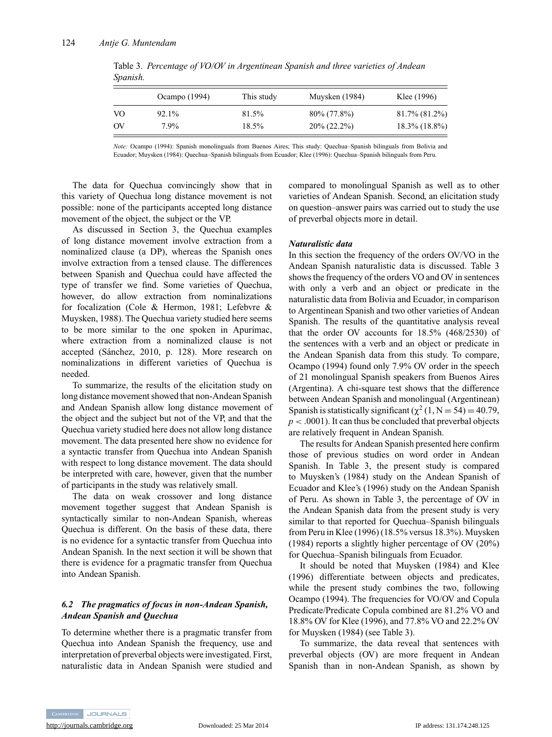Table 3. *Percentage of VO/OV in Argentinean Spanish and three varieties of Andean Spanish.*

| | Ocampo (1994) | This study | Muysken (1984) | Klee (1996) |
|---|---|---|---|---|
| VO | 92.1% | 81.5% | 80% (77.8%) | 81.7% (81.2%) |
| OV | 7.9% | 18.5% | 20% (22.2%) | 18.3% (18.8%) |

*Note:* Ocampo (1994): Spanish monolinguals from Buenos Aires; This study: Quechua–Spanish bilinguals from Bolivia and Ecuador; Muysken (1984): Quechua–Spanish bilinguals from Ecuador; Klee (1996): Quechua–Spanish bilinguals from Peru.

The data for Quechua convincingly show that in this variety of Quechua long distance movement is not possible: none of the participants accepted long distance movement of the object, the subject or the VP.

As discussed in Section 3, the Quechua examples of long distance movement involve extraction from a nominalized clause (a DP), whereas the Spanish ones involve extraction from a tensed clause. The differences between Spanish and Quechua could have affected the type of transfer we find. Some varieties of Quechua, however, do allow extraction from nominalizations for focalization (Cole & Hermon, 1981; Lefebvre & Muysken, 1988). The Quechua variety studied here seems to be more similar to the one spoken in Apurímac, where extraction from a nominalized clause is not accepted (Sánchez, 2010, p. 128). More research on nominalizations in different varieties of Quechua is needed.

To summarize, the results of the elicitation study on long distance movement showed that non-Andean Spanish and Andean Spanish allow long distance movement of the object and the subject but not of the VP, and that the Quechua variety studied here does not allow long distance movement. The data presented here show no evidence for a syntactic transfer from Quechua into Andean Spanish with respect to long distance movement. The data should be interpreted with care, however, given that the number of participants in the study was relatively small.

The data on weak crossover and long distance movement together suggest that Andean Spanish is syntactically similar to non-Andean Spanish, whereas Quechua is different. On the basis of these data, there is no evidence for a syntactic transfer from Quechua into Andean Spanish. In the next section it will be shown that there is evidence for a pragmatic transfer from Quechua into Andean Spanish.

### *6.2 The pragmatics of focus in non-Andean Spanish, Andean Spanish and Quechua*

To determine whether there is a pragmatic transfer from Quechua into Andean Spanish the frequency, use and interpretation of preverbal objects were investigated. First, naturalistic data in Andean Spanish were studied and compared to monolingual Spanish as well as to other varieties of Andean Spanish. Second, an elicitation study on question–answer pairs was carried out to study the use of preverbal objects more in detail.

#### *Naturalistic data*

In this section the frequency of the orders OV/VO in the Andean Spanish naturalistic data is discussed. Table 3 shows the frequency of the orders VO and OV in sentences with only a verb and an object or predicate in the naturalistic data from Bolivia and Ecuador, in comparison to Argentinean Spanish and two other varieties of Andean Spanish. The results of the quantitative analysis reveal that the order OV accounts for 18.5% (468/2530) of the sentences with a verb and an object or predicate in the Andean Spanish data from this study. To compare, Ocampo (1994) found only 7.9% OV order in the speech of 21 monolingual Spanish speakers from Buenos Aires (Argentina). A chi-square test shows that the difference between Andean Spanish and monolingual (Argentinean) Spanish is statistically significant ($\chi^2$ (1, N = 54) = 40.79, $p < .0001$). It can thus be concluded that preverbal objects are relatively frequent in Andean Spanish.

The results for Andean Spanish presented here confirm those of previous studies on word order in Andean Spanish. In Table 3, the present study is compared to Muysken's (1984) study on the Andean Spanish of Ecuador and Klee's (1996) study on the Andean Spanish of Peru. As shown in Table 3, the percentage of OV in the Andean Spanish data from the present study is very similar to that reported for Quechua–Spanish bilinguals from Peru in Klee (1996) (18.5% versus 18.3%). Muysken (1984) reports a slightly higher percentage of OV (20%) for Quechua–Spanish bilinguals from Ecuador.

It should be noted that Muysken (1984) and Klee (1996) differentiate between objects and predicates, while the present study combines the two, following Ocampo (1994). The frequencies for VO/OV and Copula Predicate/Predicate Copula combined are 81.2% VO and 18.8% OV for Klee (1996), and 77.8% VO and 22.2% OV for Muysken (1984) (see Table 3).

To summarize, the data reveal that sentences with preverbal objects (OV) are more frequent in Andean Spanish than in non-Andean Spanish, as shown by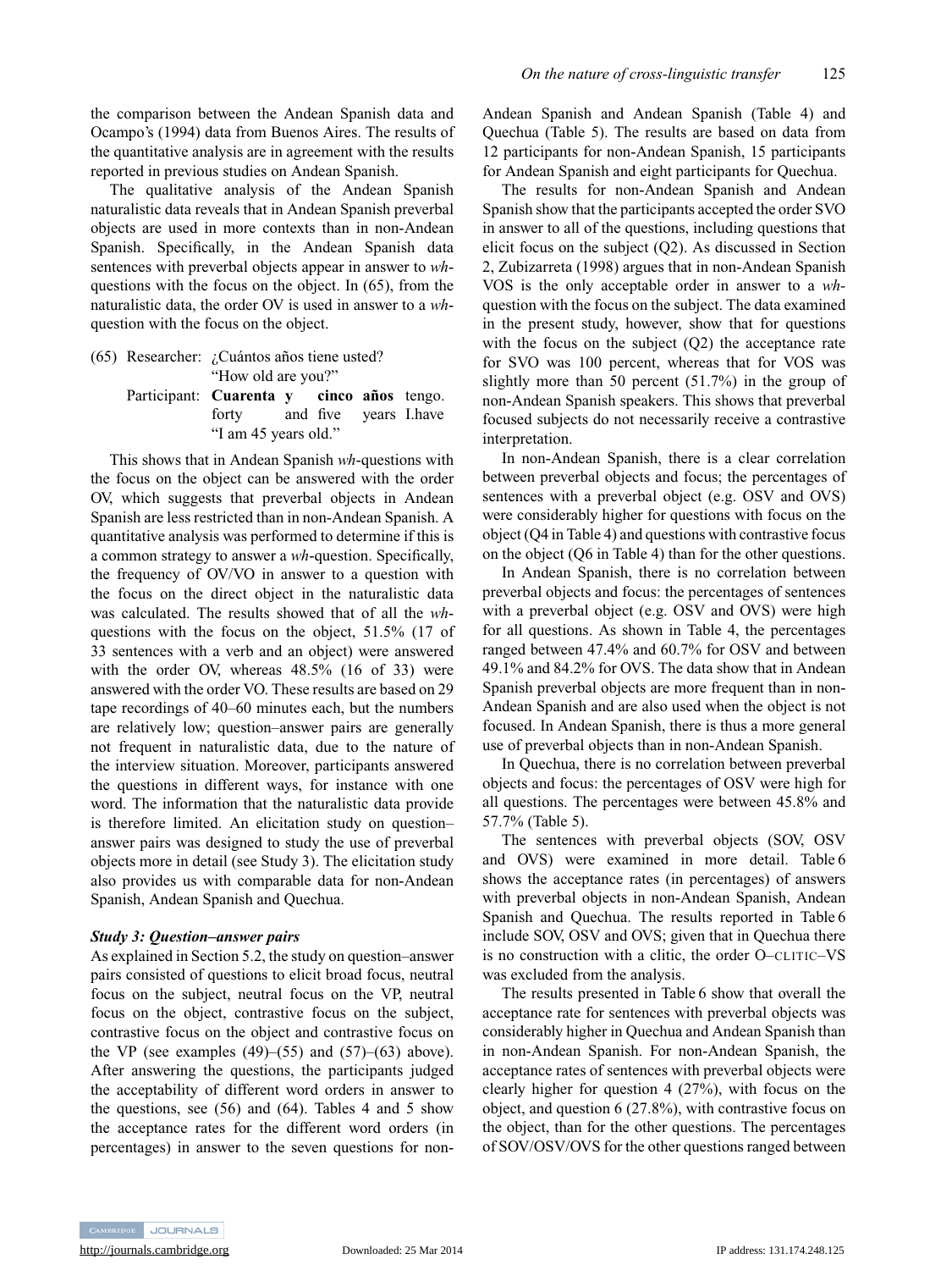the comparison between the Andean Spanish data and Ocampo's (1994) data from Buenos Aires. The results of the quantitative analysis are in agreement with the results reported in previous studies on Andean Spanish.

The qualitative analysis of the Andean Spanish naturalistic data reveals that in Andean Spanish preverbal objects are used in more contexts than in non-Andean Spanish. Specifically, in the Andean Spanish data sentences with preverbal objects appear in answer to *wh*-questions with the focus on the object. In (65), from the naturalistic data, the order OV is used in answer to a *wh*-question with the focus on the object.

(65) Researcher: ¿Cuántos años tiene usted?
"How old are you?"
Participant: **Cuarenta y cinco años** tengo.
forty and five years I.have
"I am 45 years old."

This shows that in Andean Spanish *wh*-questions with the focus on the object can be answered with the order OV, which suggests that preverbal objects in Andean Spanish are less restricted than in non-Andean Spanish. A quantitative analysis was performed to determine if this is a common strategy to answer a *wh*-question. Specifically, the frequency of OV/VO in answer to a question with the focus on the direct object in the naturalistic data was calculated. The results showed that of all the *wh*-questions with the focus on the object, 51.5% (17 of 33 sentences with a verb and an object) were answered with the order OV, whereas 48.5% (16 of 33) were answered with the order VO. These results are based on 29 tape recordings of 40–60 minutes each, but the numbers are relatively low; question–answer pairs are generally not frequent in naturalistic data, due to the nature of the interview situation. Moreover, participants answered the questions in different ways, for instance with one word. The information that the naturalistic data provide is therefore limited. An elicitation study on question–answer pairs was designed to study the use of preverbal objects more in detail (see Study 3). The elicitation study also provides us with comparable data for non-Andean Spanish, Andean Spanish and Quechua.

### *Study 3: Question–answer pairs*

As explained in Section 5.2, the study on question–answer pairs consisted of questions to elicit broad focus, neutral focus on the subject, neutral focus on the VP, neutral focus on the object, contrastive focus on the subject, contrastive focus on the object and contrastive focus on the VP (see examples (49)–(55) and (57)–(63) above). After answering the questions, the participants judged the acceptability of different word orders in answer to the questions, see (56) and (64). Tables 4 and 5 show the acceptance rates for the different word orders (in percentages) in answer to the seven questions for non-Andean Spanish and Andean Spanish (Table 4) and Quechua (Table 5). The results are based on data from 12 participants for non-Andean Spanish, 15 participants for Andean Spanish and eight participants for Quechua.

The results for non-Andean Spanish and Andean Spanish show that the participants accepted the order SVO in answer to all of the questions, including questions that elicit focus on the subject (Q2). As discussed in Section 2, Zubizarreta (1998) argues that in non-Andean Spanish VOS is the only acceptable order in answer to a *wh*-question with the focus on the subject. The data examined in the present study, however, show that for questions with the focus on the subject (Q2) the acceptance rate for SVO was 100 percent, whereas that for VOS was slightly more than 50 percent (51.7%) in the group of non-Andean Spanish speakers. This shows that preverbal focused subjects do not necessarily receive a contrastive interpretation.

In non-Andean Spanish, there is a clear correlation between preverbal objects and focus; the percentages of sentences with a preverbal object (e.g. OSV and OVS) were considerably higher for questions with focus on the object (Q4 in Table 4) and questions with contrastive focus on the object (Q6 in Table 4) than for the other questions.

In Andean Spanish, there is no correlation between preverbal objects and focus: the percentages of sentences with a preverbal object (e.g. OSV and OVS) were high for all questions. As shown in Table 4, the percentages ranged between 47.4% and 60.7% for OSV and between 49.1% and 84.2% for OVS. The data show that in Andean Spanish preverbal objects are more frequent than in non-Andean Spanish and are also used when the object is not focused. In Andean Spanish, there is thus a more general use of preverbal objects than in non-Andean Spanish.

In Quechua, there is no correlation between preverbal objects and focus: the percentages of OSV were high for all questions. The percentages were between 45.8% and 57.7% (Table 5).

The sentences with preverbal objects (SOV, OSV and OVS) were examined in more detail. Table 6 shows the acceptance rates (in percentages) of answers with preverbal objects in non-Andean Spanish, Andean Spanish and Quechua. The results reported in Table 6 include SOV, OSV and OVS; given that in Quechua there is no construction with a clitic, the order O–CLITIC–VS was excluded from the analysis.

The results presented in Table 6 show that overall the acceptance rate for sentences with preverbal objects was considerably higher in Quechua and Andean Spanish than in non-Andean Spanish. For non-Andean Spanish, the acceptance rates of sentences with preverbal objects were clearly higher for question 4 (27%), with focus on the object, and question 6 (27.8%), with contrastive focus on the object, than for the other questions. The percentages of SOV/OSV/OVS for the other questions ranged between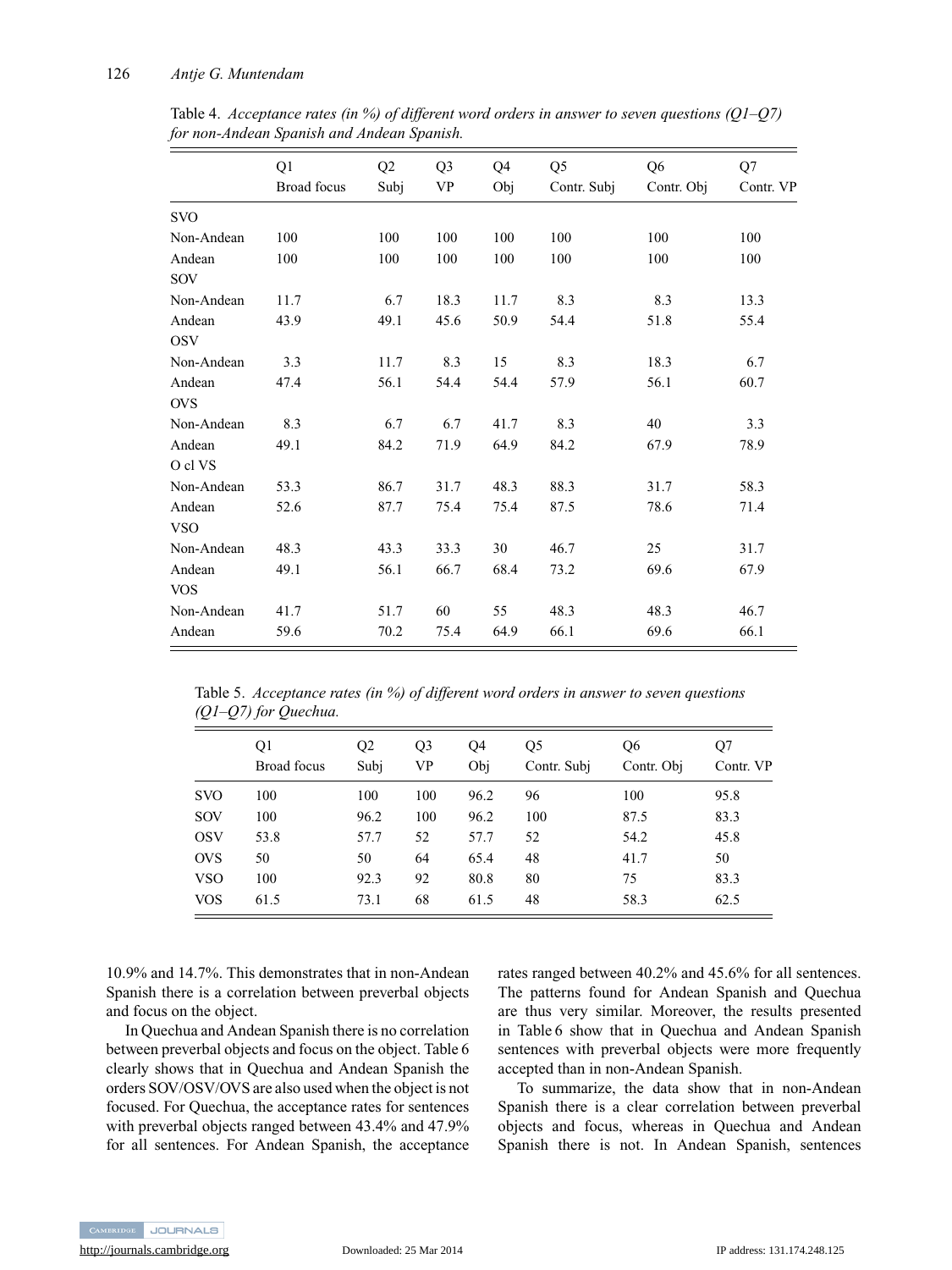Table 4. *Acceptance rates (in %) of different word orders in answer to seven questions (Q1–Q7) for non-Andean Spanish and Andean Spanish.*

| | Q1 Broad focus | Q2 Subj | Q3 VP | Q4 Obj | Q5 Contr. Subj | Q6 Contr. Obj | Q7 Contr. VP |
|---|---|---|---|---|---|---|---|
| SVO | | | | | | | |
| Non-Andean | 100 | 100 | 100 | 100 | 100 | 100 | 100 |
| Andean | 100 | 100 | 100 | 100 | 100 | 100 | 100 |
| SOV | | | | | | | |
| Non-Andean | 11.7 | 6.7 | 18.3 | 11.7 | 8.3 | 8.3 | 13.3 |
| Andean | 43.9 | 49.1 | 45.6 | 50.9 | 54.4 | 51.8 | 55.4 |
| OSV | | | | | | | |
| Non-Andean | 3.3 | 11.7 | 8.3 | 15 | 8.3 | 18.3 | 6.7 |
| Andean | 47.4 | 56.1 | 54.4 | 54.4 | 57.9 | 56.1 | 60.7 |
| OVS | | | | | | | |
| Non-Andean | 8.3 | 6.7 | 6.7 | 41.7 | 8.3 | 40 | 3.3 |
| Andean | 49.1 | 84.2 | 71.9 | 64.9 | 84.2 | 67.9 | 78.9 |
| O cl VS | | | | | | | |
| Non-Andean | 53.3 | 86.7 | 31.7 | 48.3 | 88.3 | 31.7 | 58.3 |
| Andean | 52.6 | 87.7 | 75.4 | 75.4 | 87.5 | 78.6 | 71.4 |
| VSO | | | | | | | |
| Non-Andean | 48.3 | 43.3 | 33.3 | 30 | 46.7 | 25 | 31.7 |
| Andean | 49.1 | 56.1 | 66.7 | 68.4 | 73.2 | 69.6 | 67.9 |
| VOS | | | | | | | |
| Non-Andean | 41.7 | 51.7 | 60 | 55 | 48.3 | 48.3 | 46.7 |
| Andean | 59.6 | 70.2 | 75.4 | 64.9 | 66.1 | 69.6 | 66.1 |

Table 5. *Acceptance rates (in %) of different word orders in answer to seven questions (Q1–Q7) for Quechua.*

| | Q1 Broad focus | Q2 Subj | Q3 VP | Q4 Obj | Q5 Contr. Subj | Q6 Contr. Obj | Q7 Contr. VP |
|---|---|---|---|---|---|---|---|
| SVO | 100 | 100 | 100 | 96.2 | 96 | 100 | 95.8 |
| SOV | 100 | 96.2 | 100 | 96.2 | 100 | 87.5 | 83.3 |
| OSV | 53.8 | 57.7 | 52 | 57.7 | 52 | 54.2 | 45.8 |
| OVS | 50 | 50 | 64 | 65.4 | 48 | 41.7 | 50 |
| VSO | 100 | 92.3 | 92 | 80.8 | 80 | 75 | 83.3 |
| VOS | 61.5 | 73.1 | 68 | 61.5 | 48 | 58.3 | 62.5 |

10.9% and 14.7%. This demonstrates that in non-Andean Spanish there is a correlation between preverbal objects and focus on the object.

In Quechua and Andean Spanish there is no correlation between preverbal objects and focus on the object. Table 6 clearly shows that in Quechua and Andean Spanish the orders SOV/OSV/OVS are also used when the object is not focused. For Quechua, the acceptance rates for sentences with preverbal objects ranged between 43.4% and 47.9% for all sentences. For Andean Spanish, the acceptance rates ranged between 40.2% and 45.6% for all sentences. The patterns found for Andean Spanish and Quechua are thus very similar. Moreover, the results presented in Table 6 show that in Quechua and Andean Spanish sentences with preverbal objects were more frequently accepted than in non-Andean Spanish.

To summarize, the data show that in non-Andean Spanish there is a clear correlation between preverbal objects and focus, whereas in Quechua and Andean Spanish there is not. In Andean Spanish, sentences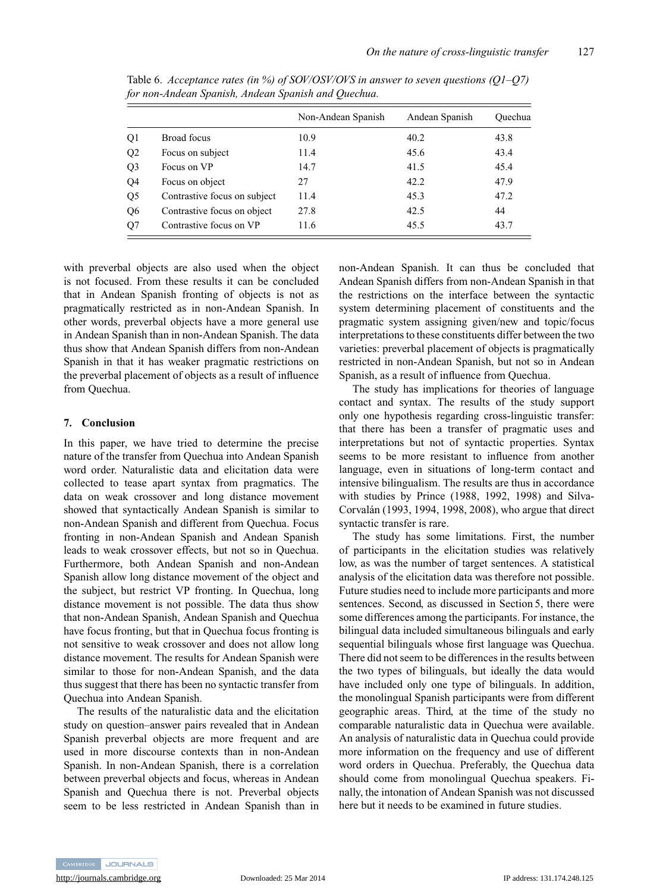Table 6. *Acceptance rates (in %) of SOV/OSV/OVS in answer to seven questions (Q1–Q7) for non-Andean Spanish, Andean Spanish and Quechua.*

| | | Non-Andean Spanish | Andean Spanish | Quechua |
|---|---|---|---|---|
| Q1 | Broad focus | 10.9 | 40.2 | 43.8 |
| Q2 | Focus on subject | 11.4 | 45.6 | 43.4 |
| Q3 | Focus on VP | 14.7 | 41.5 | 45.4 |
| Q4 | Focus on object | 27 | 42.2 | 47.9 |
| Q5 | Contrastive focus on subject | 11.4 | 45.3 | 47.2 |
| Q6 | Contrastive focus on object | 27.8 | 42.5 | 44 |
| Q7 | Contrastive focus on VP | 11.6 | 45.5 | 43.7 |

with preverbal objects are also used when the object is not focused. From these results it can be concluded that in Andean Spanish fronting of objects is not as pragmatically restricted as in non-Andean Spanish. In other words, preverbal objects have a more general use in Andean Spanish than in non-Andean Spanish. The data thus show that Andean Spanish differs from non-Andean Spanish in that it has weaker pragmatic restrictions on the preverbal placement of objects as a result of influence from Quechua.

## 7. Conclusion

In this paper, we have tried to determine the precise nature of the transfer from Quechua into Andean Spanish word order. Naturalistic data and elicitation data were collected to tease apart syntax from pragmatics. The data on weak crossover and long distance movement showed that syntactically Andean Spanish is similar to non-Andean Spanish and different from Quechua. Focus fronting in non-Andean Spanish and Andean Spanish leads to weak crossover effects, but not so in Quechua. Furthermore, both Andean Spanish and non-Andean Spanish allow long distance movement of the object and the subject, but restrict VP fronting. In Quechua, long distance movement is not possible. The data thus show that non-Andean Spanish, Andean Spanish and Quechua have focus fronting, but that in Quechua focus fronting is not sensitive to weak crossover and does not allow long distance movement. The results for Andean Spanish were similar to those for non-Andean Spanish, and the data thus suggest that there has been no syntactic transfer from Quechua into Andean Spanish.

The results of the naturalistic data and the elicitation study on question–answer pairs revealed that in Andean Spanish preverbal objects are more frequent and are used in more discourse contexts than in non-Andean Spanish. In non-Andean Spanish, there is a correlation between preverbal objects and focus, whereas in Andean Spanish and Quechua there is not. Preverbal objects seem to be less restricted in Andean Spanish than in non-Andean Spanish. It can thus be concluded that Andean Spanish differs from non-Andean Spanish in that the restrictions on the interface between the syntactic system determining placement of constituents and the pragmatic system assigning given/new and topic/focus interpretations to these constituents differ between the two varieties: preverbal placement of objects is pragmatically restricted in non-Andean Spanish, but not so in Andean Spanish, as a result of influence from Quechua.

The study has implications for theories of language contact and syntax. The results of the study support only one hypothesis regarding cross-linguistic transfer: that there has been a transfer of pragmatic uses and interpretations but not of syntactic properties. Syntax seems to be more resistant to influence from another language, even in situations of long-term contact and intensive bilingualism. The results are thus in accordance with studies by Prince (1988, 1992, 1998) and Silva-Corvalán (1993, 1994, 1998, 2008), who argue that direct syntactic transfer is rare.

The study has some limitations. First, the number of participants in the elicitation studies was relatively low, as was the number of target sentences. A statistical analysis of the elicitation data was therefore not possible. Future studies need to include more participants and more sentences. Second, as discussed in Section 5, there were some differences among the participants. For instance, the bilingual data included simultaneous bilinguals and early sequential bilinguals whose first language was Quechua. There did not seem to be differences in the results between the two types of bilinguals, but ideally the data would have included only one type of bilinguals. In addition, the monolingual Spanish participants were from different geographic areas. Third, at the time of the study no comparable naturalistic data in Quechua were available. An analysis of naturalistic data in Quechua could provide more information on the frequency and use of different word orders in Quechua. Preferably, the Quechua data should come from monolingual Quechua speakers. Finally, the intonation of Andean Spanish was not discussed here but it needs to be examined in future studies.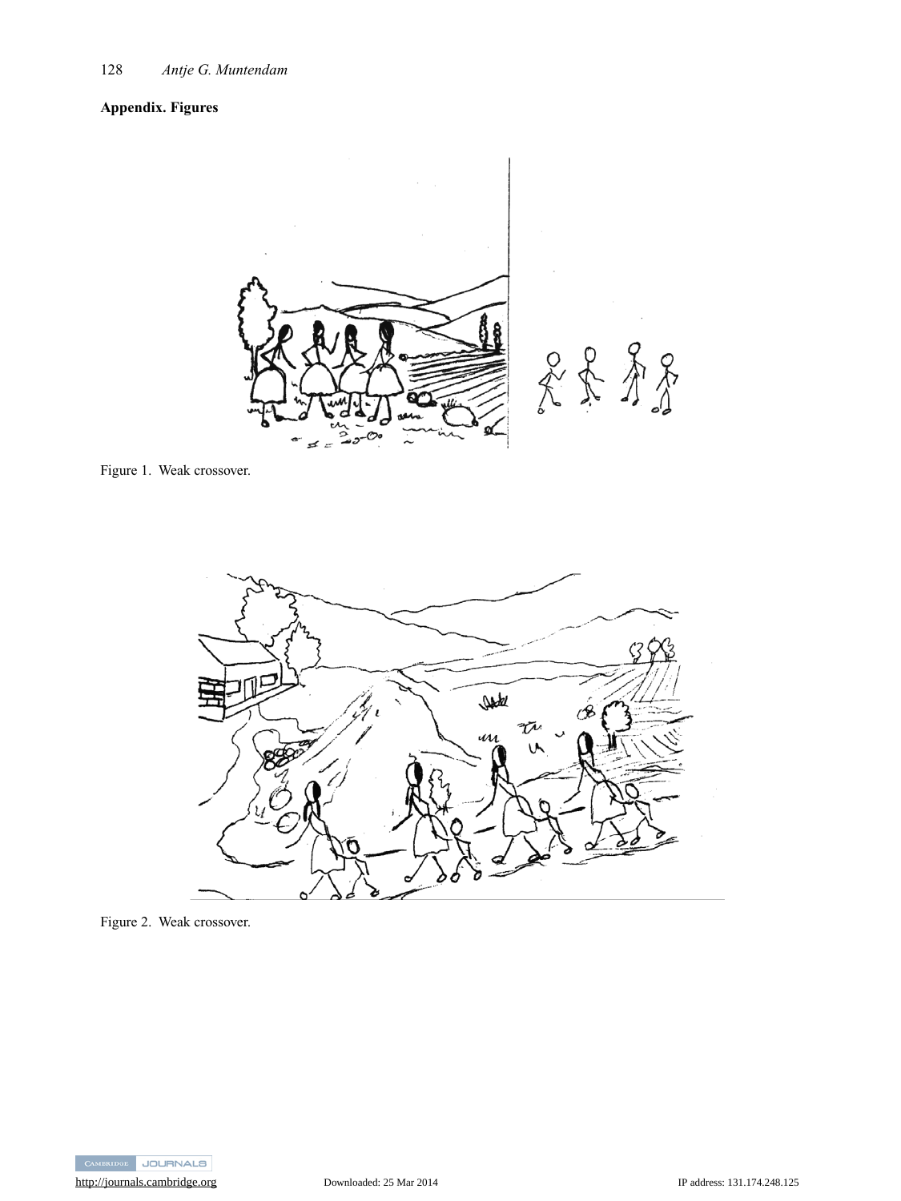## Appendix. Figures

Figure 1. Weak crossover.

Figure 2. Weak crossover.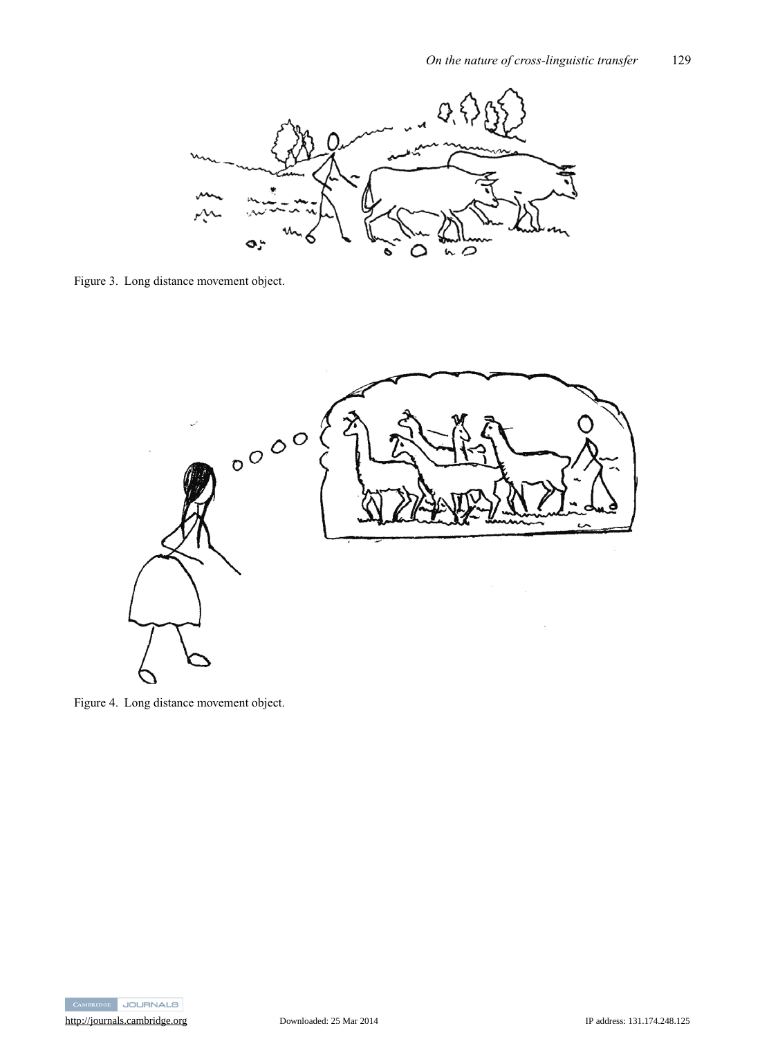Figure 3. Long distance movement object.

Figure 4. Long distance movement object.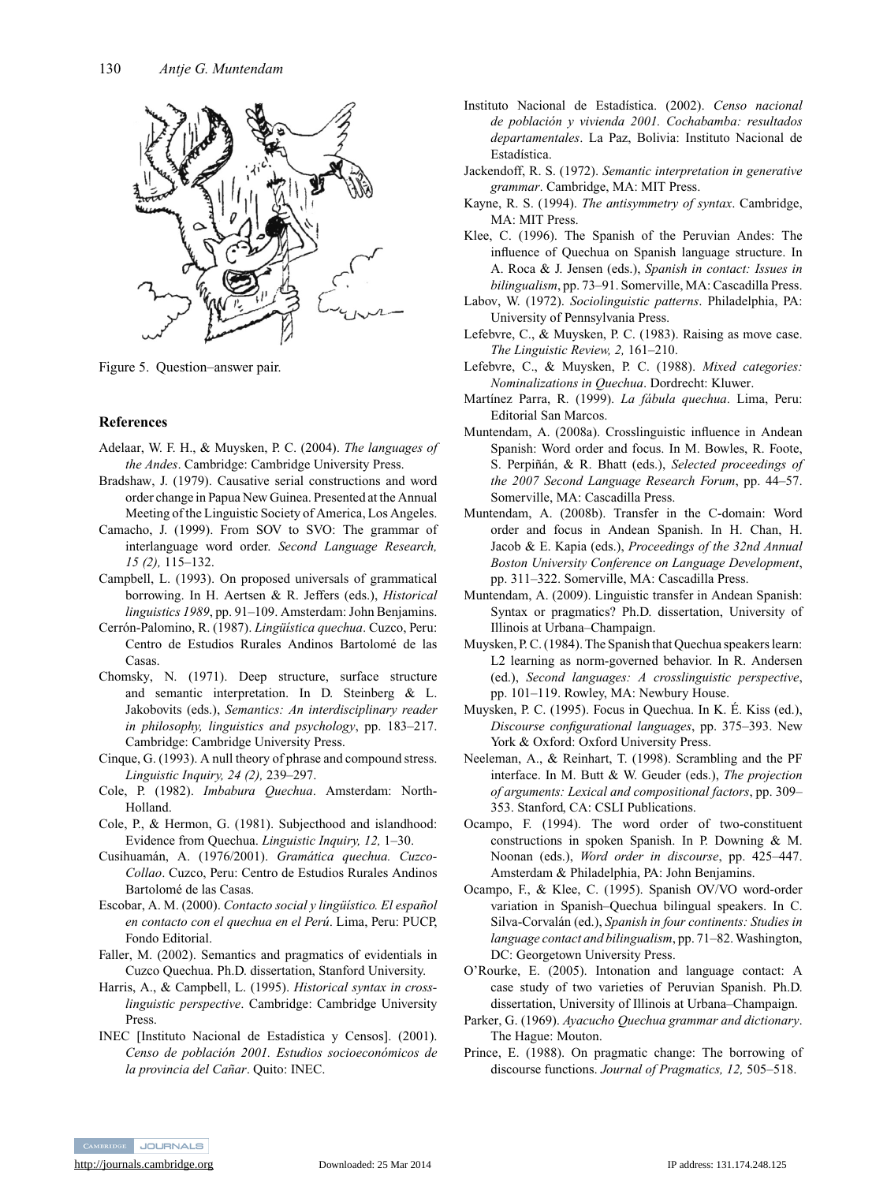Figure 5. Question–answer pair.

## References

Adelaar, W. F. H., & Muysken, P. C. (2004). *The languages of the Andes*. Cambridge: Cambridge University Press.

Bradshaw, J. (1979). Causative serial constructions and word order change in Papua New Guinea. Presented at the Annual Meeting of the Linguistic Society of America, Los Angeles.

Camacho, J. (1999). From SOV to SVO: The grammar of interlanguage word order. *Second Language Research, 15 (2),* 115–132.

Campbell, L. (1993). On proposed universals of grammatical borrowing. In H. Aertsen & R. Jeffers (eds.), *Historical linguistics 1989*, pp. 91–109. Amsterdam: John Benjamins.

Cerrón-Palomino, R. (1987). *Lingüística quechua*. Cuzco, Peru: Centro de Estudios Rurales Andinos Bartolomé de las Casas.

Chomsky, N. (1971). Deep structure, surface structure and semantic interpretation. In D. Steinberg & L. Jakobovits (eds.), *Semantics: An interdisciplinary reader in philosophy, linguistics and psychology*, pp. 183–217. Cambridge: Cambridge University Press.

Cinque, G. (1993). A null theory of phrase and compound stress. *Linguistic Inquiry, 24 (2),* 239–297.

Cole, P. (1982). *Imbabura Quechua*. Amsterdam: North-Holland.

Cole, P., & Hermon, G. (1981). Subjecthood and islandhood: Evidence from Quechua. *Linguistic Inquiry, 12,* 1–30.

Cusihuamán, A. (1976/2001). *Gramática quechua. Cuzco-Collao*. Cuzco, Peru: Centro de Estudios Rurales Andinos Bartolomé de las Casas.

Escobar, A. M. (2000). *Contacto social y lingüístico. El español en contacto con el quechua en el Perú*. Lima, Peru: PUCP, Fondo Editorial.

Faller, M. (2002). Semantics and pragmatics of evidentials in Cuzco Quechua. Ph.D. dissertation, Stanford University.

Harris, A., & Campbell, L. (1995). *Historical syntax in cross-linguistic perspective*. Cambridge: Cambridge University Press.

INEC [Instituto Nacional de Estadística y Censos]. (2001). *Censo de población 2001. Estudios socioeconómicos de la provincia del Cañar*. Quito: INEC.

Instituto Nacional de Estadística. (2002). *Censo nacional de población y vivienda 2001. Cochabamba: resultados departamentales*. La Paz, Bolivia: Instituto Nacional de Estadística.

Jackendoff, R. S. (1972). *Semantic interpretation in generative grammar*. Cambridge, MA: MIT Press.

Kayne, R. S. (1994). *The antisymmetry of syntax*. Cambridge, MA: MIT Press.

Klee, C. (1996). The Spanish of the Peruvian Andes: The influence of Quechua on Spanish language structure. In A. Roca & J. Jensen (eds.), *Spanish in contact: Issues in bilingualism*, pp. 73–91. Somerville, MA: Cascadilla Press.

Labov, W. (1972). *Sociolinguistic patterns*. Philadelphia, PA: University of Pennsylvania Press.

Lefebvre, C., & Muysken, P. C. (1983). Raising as move case. *The Linguistic Review, 2,* 161–210.

Lefebvre, C., & Muysken, P. C. (1988). *Mixed categories: Nominalizations in Quechua*. Dordrecht: Kluwer.

Martínez Parra, R. (1999). *La fábula quechua*. Lima, Peru: Editorial San Marcos.

Muntendam, A. (2008a). Crosslinguistic influence in Andean Spanish: Word order and focus. In M. Bowles, R. Foote, S. Perpiñán, & R. Bhatt (eds.), *Selected proceedings of the 2007 Second Language Research Forum*, pp. 44–57. Somerville, MA: Cascadilla Press.

Muntendam, A. (2008b). Transfer in the C-domain: Word order and focus in Andean Spanish. In H. Chan, H. Jacob & E. Kapia (eds.), *Proceedings of the 32nd Annual Boston University Conference on Language Development*, pp. 311–322. Somerville, MA: Cascadilla Press.

Muntendam, A. (2009). Linguistic transfer in Andean Spanish: Syntax or pragmatics? Ph.D. dissertation, University of Illinois at Urbana–Champaign.

Muysken, P. C. (1984). The Spanish that Quechua speakers learn: L2 learning as norm-governed behavior. In R. Andersen (ed.), *Second languages: A crosslinguistic perspective*, pp. 101–119. Rowley, MA: Newbury House.

Muysken, P. C. (1995). Focus in Quechua. In K. É. Kiss (ed.), *Discourse configurational languages*, pp. 375–393. New York & Oxford: Oxford University Press.

Neeleman, A., & Reinhart, T. (1998). Scrambling and the PF interface. In M. Butt & W. Geuder (eds.), *The projection of arguments: Lexical and compositional factors*, pp. 309–353. Stanford, CA: CSLI Publications.

Ocampo, F. (1994). The word order of two-constituent constructions in spoken Spanish. In P. Downing & M. Noonan (eds.), *Word order in discourse*, pp. 425–447. Amsterdam & Philadelphia, PA: John Benjamins.

Ocampo, F., & Klee, C. (1995). Spanish OV/VO word-order variation in Spanish–Quechua bilingual speakers. In C. Silva-Corvalán (ed.), *Spanish in four continents: Studies in language contact and bilingualism*, pp. 71–82. Washington, DC: Georgetown University Press.

O'Rourke, E. (2005). Intonation and language contact: A case study of two varieties of Peruvian Spanish. Ph.D. dissertation, University of Illinois at Urbana–Champaign.

Parker, G. (1969). *Ayacucho Quechua grammar and dictionary*. The Hague: Mouton.

Prince, E. (1988). On pragmatic change: The borrowing of discourse functions. *Journal of Pragmatics, 12,* 505–518.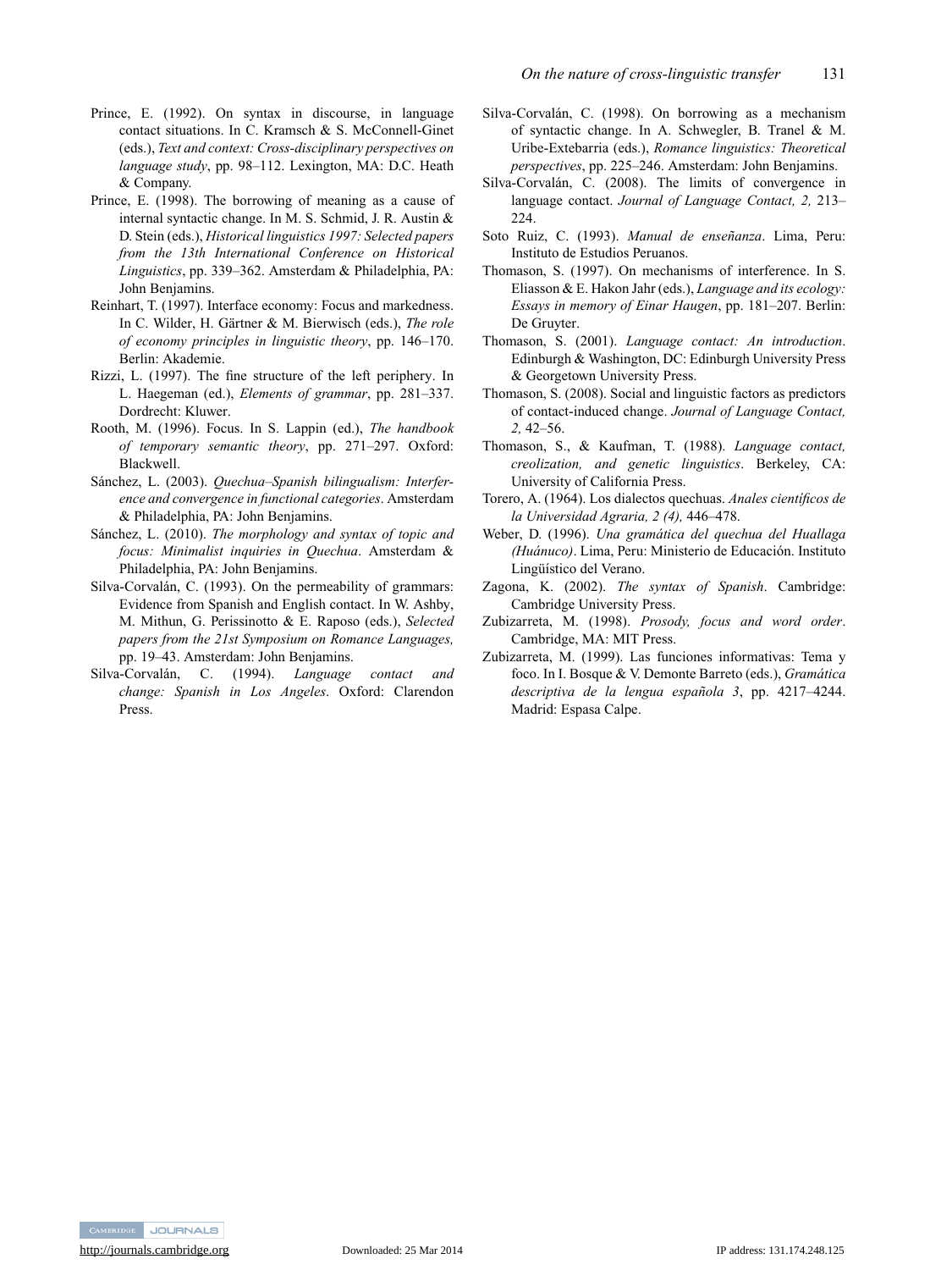Prince, E. (1992). On syntax in discourse, in language contact situations. In C. Kramsch & S. McConnell-Ginet (eds.), *Text and context: Cross-disciplinary perspectives on language study*, pp. 98–112. Lexington, MA: D.C. Heath & Company.

Prince, E. (1998). The borrowing of meaning as a cause of internal syntactic change. In M. S. Schmid, J. R. Austin & D. Stein (eds.), *Historical linguistics 1997: Selected papers from the 13th International Conference on Historical Linguistics*, pp. 339–362. Amsterdam & Philadelphia, PA: John Benjamins.

Reinhart, T. (1997). Interface economy: Focus and markedness. In C. Wilder, H. Gärtner & M. Bierwisch (eds.), *The role of economy principles in linguistic theory*, pp. 146–170. Berlin: Akademie.

Rizzi, L. (1997). The fine structure of the left periphery. In L. Haegeman (ed.), *Elements of grammar*, pp. 281–337. Dordrecht: Kluwer.

Rooth, M. (1996). Focus. In S. Lappin (ed.), *The handbook of temporary semantic theory*, pp. 271–297. Oxford: Blackwell.

Sánchez, L. (2003). *Quechua–Spanish bilingualism: Interference and convergence in functional categories*. Amsterdam & Philadelphia, PA: John Benjamins.

Sánchez, L. (2010). *The morphology and syntax of topic and focus: Minimalist inquiries in Quechua*. Amsterdam & Philadelphia, PA: John Benjamins.

Silva-Corvalán, C. (1993). On the permeability of grammars: Evidence from Spanish and English contact. In W. Ashby, M. Mithun, G. Perissinotto & E. Raposo (eds.), *Selected papers from the 21st Symposium on Romance Languages,* pp. 19–43. Amsterdam: John Benjamins.

Silva-Corvalán, C. (1994). *Language contact and change: Spanish in Los Angeles*. Oxford: Clarendon Press.

Silva-Corvalán, C. (1998). On borrowing as a mechanism of syntactic change. In A. Schwegler, B. Tranel & M. Uribe-Extebarria (eds.), *Romance linguistics: Theoretical perspectives*, pp. 225–246. Amsterdam: John Benjamins.

Silva-Corvalán, C. (2008). The limits of convergence in language contact. *Journal of Language Contact, 2,* 213–224.

Soto Ruiz, C. (1993). *Manual de enseñanza*. Lima, Peru: Instituto de Estudios Peruanos.

Thomason, S. (1997). On mechanisms of interference. In S. Eliasson & E. Hakon Jahr (eds.), *Language and its ecology: Essays in memory of Einar Haugen*, pp. 181–207. Berlin: De Gruyter.

Thomason, S. (2001). *Language contact: An introduction*. Edinburgh & Washington, DC: Edinburgh University Press & Georgetown University Press.

Thomason, S. (2008). Social and linguistic factors as predictors of contact-induced change. *Journal of Language Contact, 2,* 42–56.

Thomason, S., & Kaufman, T. (1988). *Language contact, creolization, and genetic linguistics*. Berkeley, CA: University of California Press.

Torero, A. (1964). Los dialectos quechuas. *Anales científicos de la Universidad Agraria, 2 (4),* 446–478.

Weber, D. (1996). *Una gramática del quechua del Huallaga (Huánuco)*. Lima, Peru: Ministerio de Educación. Instituto Lingüístico del Verano.

Zagona, K. (2002). *The syntax of Spanish*. Cambridge: Cambridge University Press.

Zubizarreta, M. (1998). *Prosody, focus and word order*. Cambridge, MA: MIT Press.

Zubizarreta, M. (1999). Las funciones informativas: Tema y foco. In I. Bosque & V. Demonte Barreto (eds.), *Gramática descriptiva de la lengua española 3*, pp. 4217–4244. Madrid: Espasa Calpe.